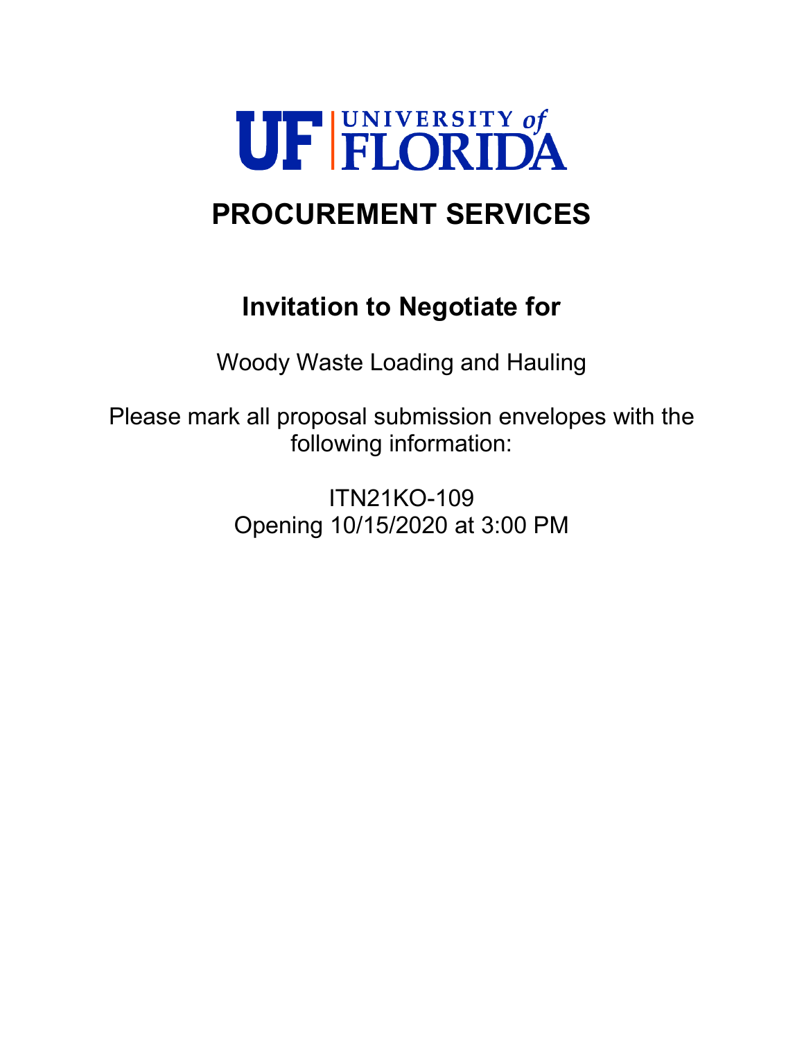# UF UNIVERSITY of FLORIDA

# PROCUREMENT SERVICES

## Invitation to Negotiate for

Woody Waste Loading and Hauling

Please mark all proposal submission envelopes with the following information:

ITN21KO-109
Opening 10/15/2020 at 3:00 PM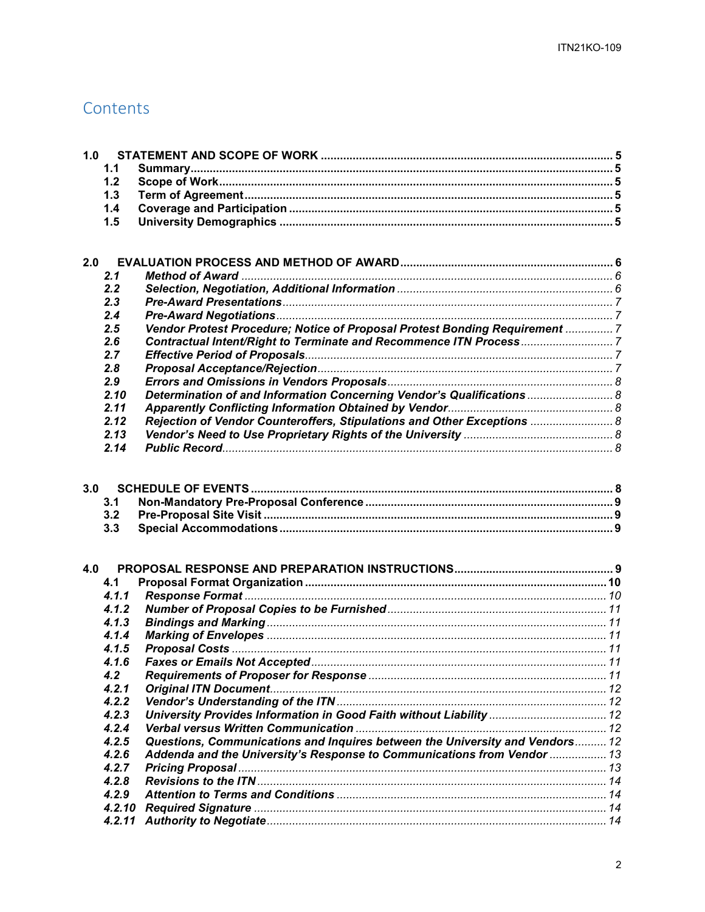# Contents

**1.0 STATEMENT AND SCOPE OF WORK** .......... 5
- **1.1 Summary** .......... 5
- **1.2 Scope of Work** .......... 5
- **1.3 Term of Agreement** .......... 5
- **1.4 Coverage and Participation** .......... 5
- **1.5 University Demographics** .......... 5

**2.0 EVALUATION PROCESS AND METHOD OF AWARD** .......... 6
- ***2.1 Method of Award*** .......... 6
- ***2.2 Selection, Negotiation, Additional Information*** .......... 6
- ***2.3 Pre-Award Presentations*** .......... 7
- ***2.4 Pre-Award Negotiations*** .......... 7
- ***2.5 Vendor Protest Procedure; Notice of Proposal Protest Bonding Requirement*** .......... 7
- ***2.6 Contractual Intent/Right to Terminate and Recommence ITN Process*** .......... 7
- ***2.7 Effective Period of Proposals*** .......... 7
- ***2.8 Proposal Acceptance/Rejection*** .......... 7
- ***2.9 Errors and Omissions in Vendors Proposals*** .......... 8
- ***2.10 Determination of and Information Concerning Vendor's Qualifications*** .......... 8
- ***2.11 Apparently Conflicting Information Obtained by Vendor*** .......... 8
- ***2.12 Rejection of Vendor Counteroffers, Stipulations and Other Exceptions*** .......... 8
- ***2.13 Vendor's Need to Use Proprietary Rights of the University*** .......... 8
- ***2.14 Public Record*** .......... 8

**3.0 SCHEDULE OF EVENTS** .......... 8
- **3.1 Non-Mandatory Pre-Proposal Conference** .......... 9
- **3.2 Pre-Proposal Site Visit** .......... 9
- **3.3 Special Accommodations** .......... 9

**4.0 PROPOSAL RESPONSE AND PREPARATION INSTRUCTIONS** .......... 9
- **4.1 Proposal Format Organization** .......... 10
- ***4.1.1 Response Format*** .......... 10
- ***4.1.2 Number of Proposal Copies to be Furnished*** .......... 11
- ***4.1.3 Bindings and Marking*** .......... 11
- ***4.1.4 Marking of Envelopes*** .......... 11
- ***4.1.5 Proposal Costs*** .......... 11
- ***4.1.6 Faxes or Emails Not Accepted*** .......... 11
- ***4.2 Requirements of Proposer for Response*** .......... 11
- ***4.2.1 Original ITN Document*** .......... 12
- ***4.2.2 Vendor's Understanding of the ITN*** .......... 12
- ***4.2.3 University Provides Information in Good Faith without Liability*** .......... 12
- ***4.2.4 Verbal versus Written Communication*** .......... 12
- ***4.2.5 Questions, Communications and Inquires between the University and Vendors*** .......... 12
- ***4.2.6 Addenda and the University's Response to Communications from Vendor*** .......... 13
- ***4.2.7 Pricing Proposal*** .......... 13
- ***4.2.8 Revisions to the ITN*** .......... 14
- ***4.2.9 Attention to Terms and Conditions*** .......... 14
- ***4.2.10 Required Signature*** .......... 14
- ***4.2.11 Authority to Negotiate*** .......... 14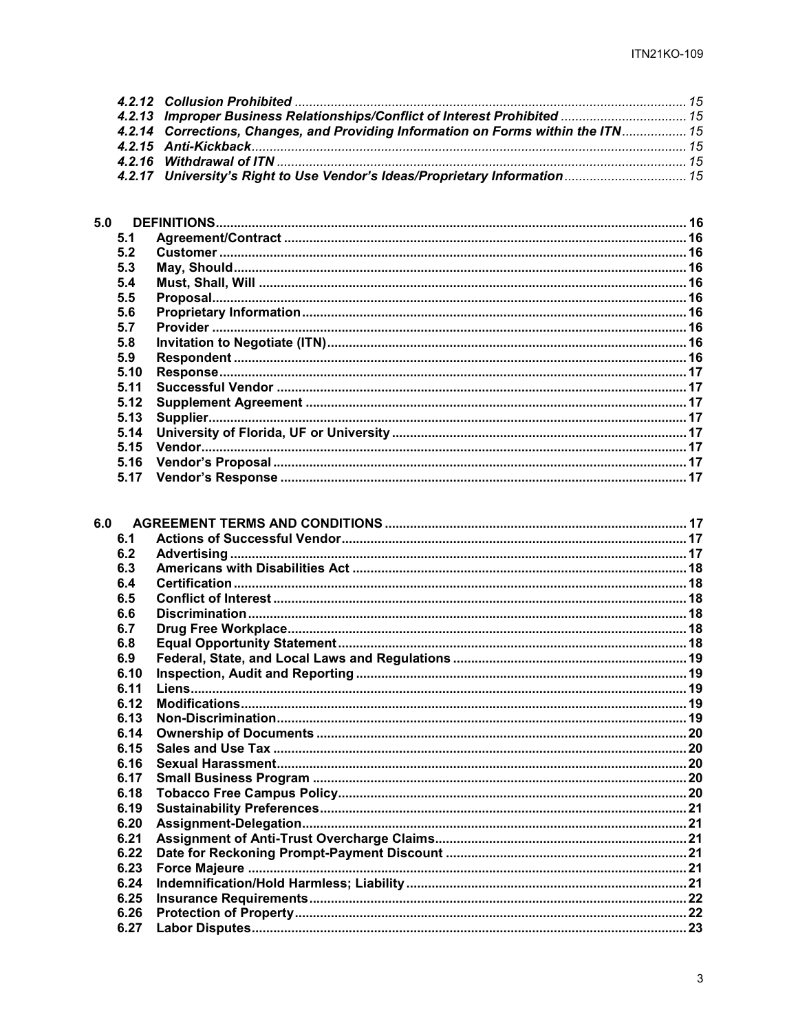*4.2.12 Collusion Prohibited ............ 15*
*4.2.13 Improper Business Relationships/Conflict of Interest Prohibited ............ 15*
*4.2.14 Corrections, Changes, and Providing Information on Forms within the ITN ............ 15*
*4.2.15 Anti-Kickback ............ 15*
*4.2.16 Withdrawal of ITN ............ 15*
*4.2.17 University's Right to Use Vendor's Ideas/Proprietary Information ............ 15*

**5.0 DEFINITIONS ............ 16**
- **5.1 Agreement/Contract ............ 16**
- **5.2 Customer ............ 16**
- **5.3 May, Should ............ 16**
- **5.4 Must, Shall, Will ............ 16**
- **5.5 Proposal ............ 16**
- **5.6 Proprietary Information ............ 16**
- **5.7 Provider ............ 16**
- **5.8 Invitation to Negotiate (ITN) ............ 16**
- **5.9 Respondent ............ 16**
- **5.10 Response ............ 17**
- **5.11 Successful Vendor ............ 17**
- **5.12 Supplement Agreement ............ 17**
- **5.13 Supplier ............ 17**
- **5.14 University of Florida, UF or University ............ 17**
- **5.15 Vendor ............ 17**
- **5.16 Vendor's Proposal ............ 17**
- **5.17 Vendor's Response ............ 17**

**6.0 AGREEMENT TERMS AND CONDITIONS ............ 17**
- **6.1 Actions of Successful Vendor ............ 17**
- **6.2 Advertising ............ 17**
- **6.3 Americans with Disabilities Act ............ 18**
- **6.4 Certification ............ 18**
- **6.5 Conflict of Interest ............ 18**
- **6.6 Discrimination ............ 18**
- **6.7 Drug Free Workplace ............ 18**
- **6.8 Equal Opportunity Statement ............ 18**
- **6.9 Federal, State, and Local Laws and Regulations ............ 19**
- **6.10 Inspection, Audit and Reporting ............ 19**
- **6.11 Liens ............ 19**
- **6.12 Modifications ............ 19**
- **6.13 Non-Discrimination ............ 19**
- **6.14 Ownership of Documents ............ 20**
- **6.15 Sales and Use Tax ............ 20**
- **6.16 Sexual Harassment ............ 20**
- **6.17 Small Business Program ............ 20**
- **6.18 Tobacco Free Campus Policy ............ 20**
- **6.19 Sustainability Preferences ............ 21**
- **6.20 Assignment-Delegation ............ 21**
- **6.21 Assignment of Anti-Trust Overcharge Claims ............ 21**
- **6.22 Date for Reckoning Prompt-Payment Discount ............ 21**
- **6.23 Force Majeure ............ 21**
- **6.24 Indemnification/Hold Harmless; Liability ............ 21**
- **6.25 Insurance Requirements ............ 22**
- **6.26 Protection of Property ............ 22**
- **6.27 Labor Disputes ............ 23**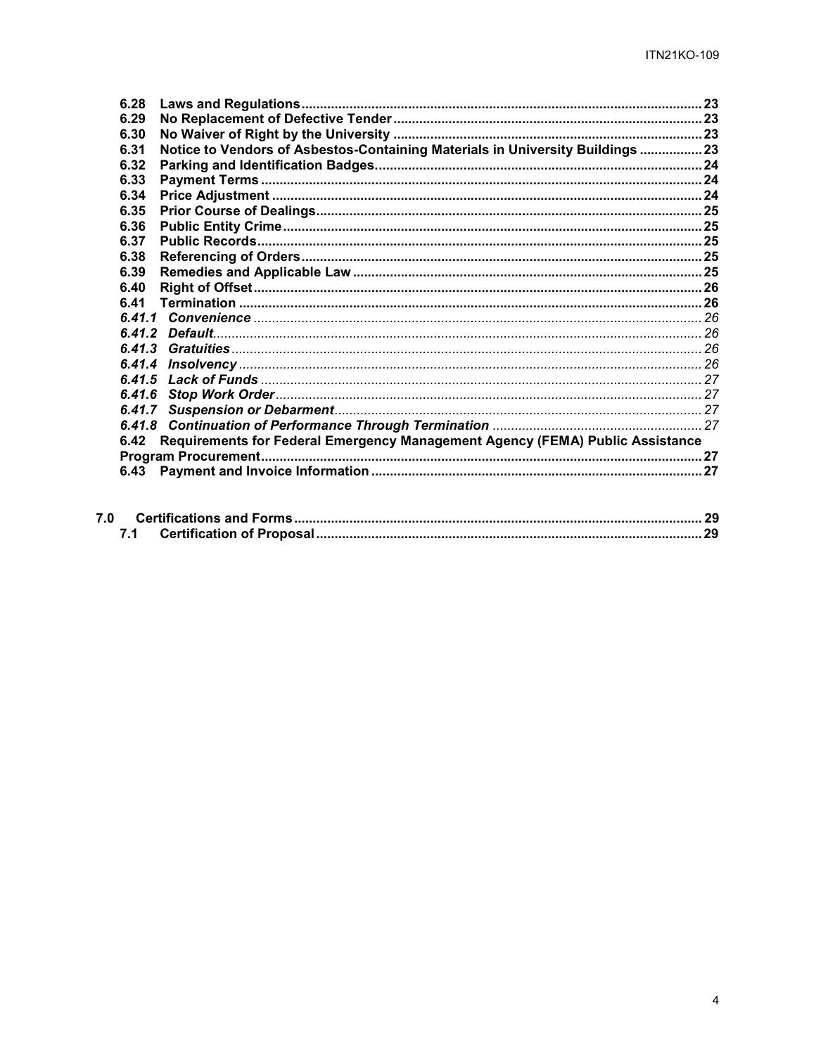**6.28 Laws and Regulations** ........ 23
**6.29 No Replacement of Defective Tender** ........ 23
**6.30 No Waiver of Right by the University** ........ 23
**6.31 Notice to Vendors of Asbestos-Containing Materials in University Buildings** ........ 23
**6.32 Parking and Identification Badges.** ........ 24
**6.33 Payment Terms** ........ 24
**6.34 Price Adjustment** ........ 24
**6.35 Prior Course of Dealings** ........ 25
**6.36 Public Entity Crime** ........ 25
**6.37 Public Records** ........ 25
**6.38 Referencing of Orders** ........ 25
**6.39 Remedies and Applicable Law** ........ 25
**6.40 Right of Offset** ........ 26
**6.41 Termination** ........ 26
***6.41.1 Convenience*** ........ 26
***6.41.2 Default*** ........ 26
***6.41.3 Gratuities*** ........ 26
***6.41.4 Insolvency*** ........ 26
***6.41.5 Lack of Funds*** ........ 27
***6.41.6 Stop Work Order*** ........ 27
***6.41.7 Suspension or Debarment*** ........ 27
***6.41.8 Continuation of Performance Through Termination*** ........ 27
**6.42 Requirements for Federal Emergency Management Agency (FEMA) Public Assistance Program Procurement** ........ 27
**6.43 Payment and Invoice Information** ........ 27

**7.0 Certifications and Forms** ........ 29
**7.1 Certification of Proposal** ........ 29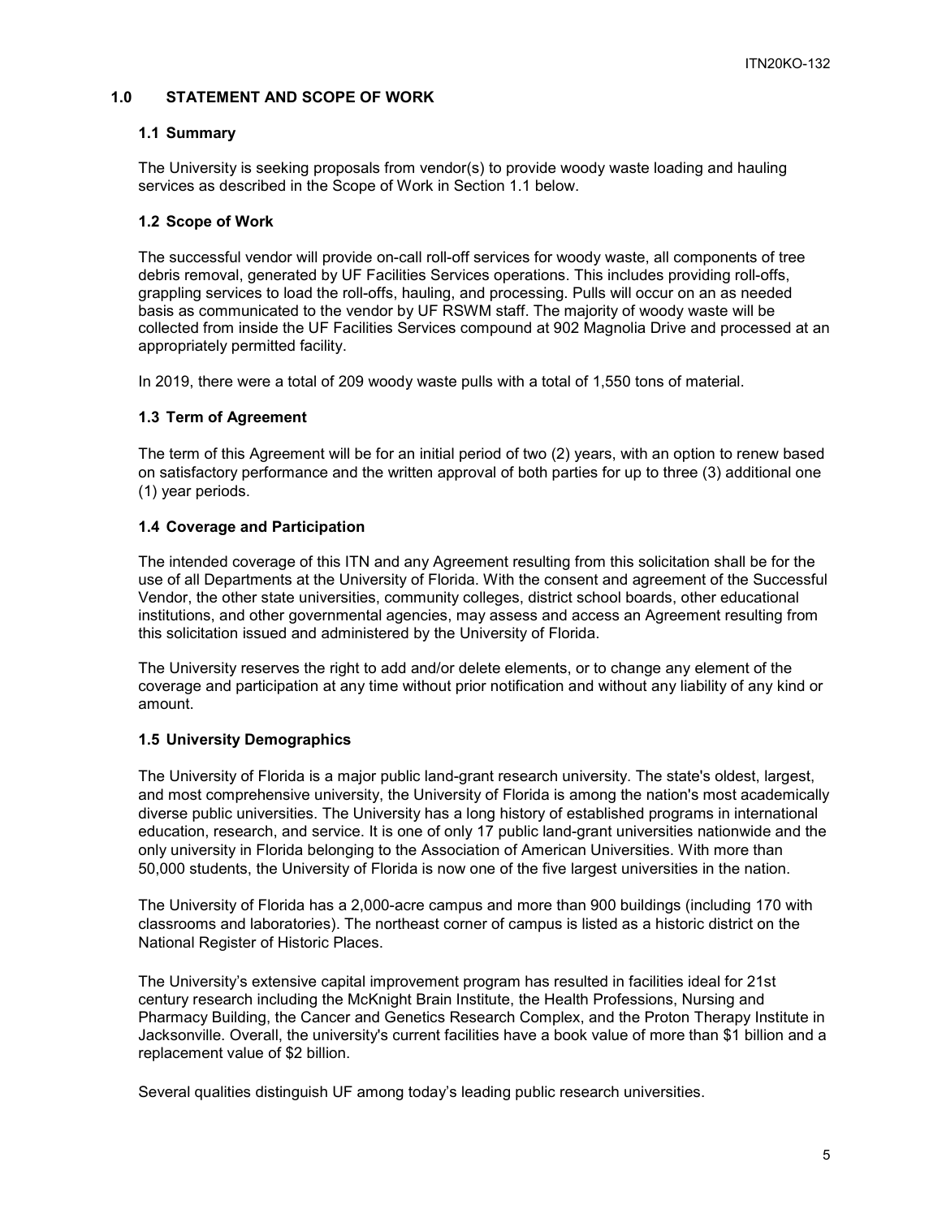## 1.0 STATEMENT AND SCOPE OF WORK

### 1.1 Summary

The University is seeking proposals from vendor(s) to provide woody waste loading and hauling services as described in the Scope of Work in Section 1.1 below.

### 1.2 Scope of Work

The successful vendor will provide on-call roll-off services for woody waste, all components of tree debris removal, generated by UF Facilities Services operations. This includes providing roll-offs, grappling services to load the roll-offs, hauling, and processing. Pulls will occur on an as needed basis as communicated to the vendor by UF RSWM staff. The majority of woody waste will be collected from inside the UF Facilities Services compound at 902 Magnolia Drive and processed at an appropriately permitted facility.

In 2019, there were a total of 209 woody waste pulls with a total of 1,550 tons of material.

### 1.3 Term of Agreement

The term of this Agreement will be for an initial period of two (2) years, with an option to renew based on satisfactory performance and the written approval of both parties for up to three (3) additional one (1) year periods.

### 1.4 Coverage and Participation

The intended coverage of this ITN and any Agreement resulting from this solicitation shall be for the use of all Departments at the University of Florida. With the consent and agreement of the Successful Vendor, the other state universities, community colleges, district school boards, other educational institutions, and other governmental agencies, may assess and access an Agreement resulting from this solicitation issued and administered by the University of Florida.

The University reserves the right to add and/or delete elements, or to change any element of the coverage and participation at any time without prior notification and without any liability of any kind or amount.

### 1.5 University Demographics

The University of Florida is a major public land-grant research university. The state's oldest, largest, and most comprehensive university, the University of Florida is among the nation's most academically diverse public universities. The University has a long history of established programs in international education, research, and service. It is one of only 17 public land-grant universities nationwide and the only university in Florida belonging to the Association of American Universities. With more than 50,000 students, the University of Florida is now one of the five largest universities in the nation.

The University of Florida has a 2,000-acre campus and more than 900 buildings (including 170 with classrooms and laboratories). The northeast corner of campus is listed as a historic district on the National Register of Historic Places.

The University's extensive capital improvement program has resulted in facilities ideal for 21st century research including the McKnight Brain Institute, the Health Professions, Nursing and Pharmacy Building, the Cancer and Genetics Research Complex, and the Proton Therapy Institute in Jacksonville. Overall, the university's current facilities have a book value of more than $1 billion and a replacement value of $2 billion.

Several qualities distinguish UF among today's leading public research universities.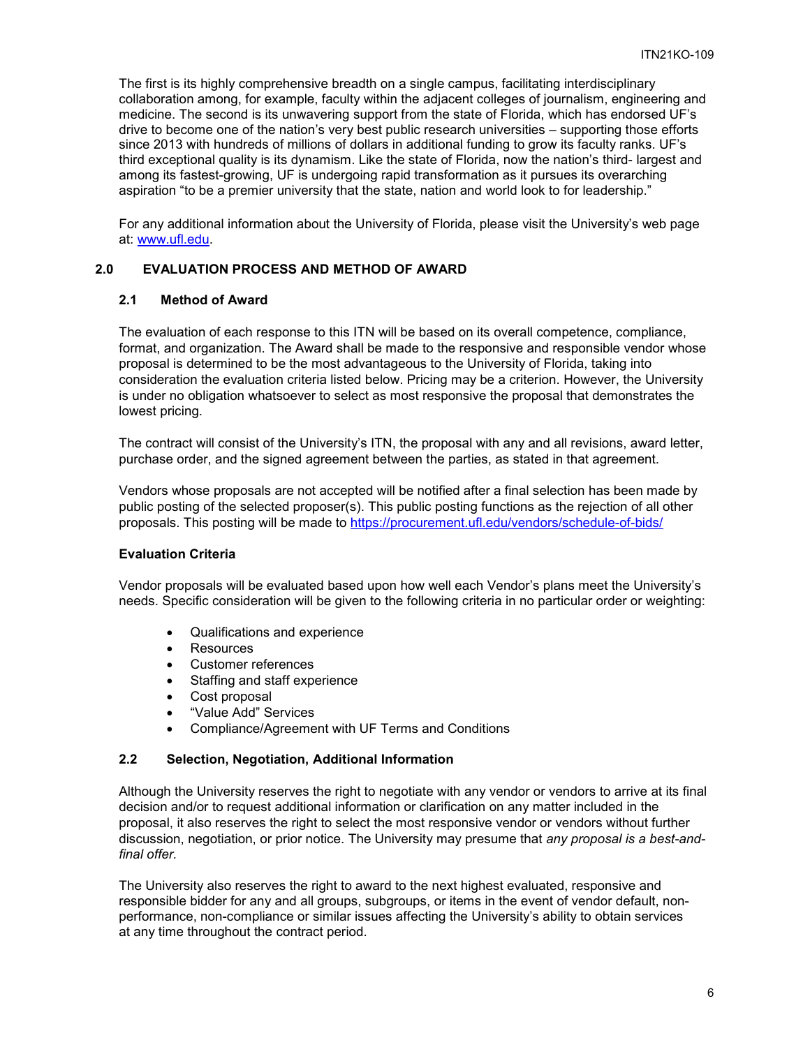The first is its highly comprehensive breadth on a single campus, facilitating interdisciplinary collaboration among, for example, faculty within the adjacent colleges of journalism, engineering and medicine. The second is its unwavering support from the state of Florida, which has endorsed UF's drive to become one of the nation's very best public research universities – supporting those efforts since 2013 with hundreds of millions of dollars in additional funding to grow its faculty ranks. UF's third exceptional quality is its dynamism. Like the state of Florida, now the nation's third- largest and among its fastest-growing, UF is undergoing rapid transformation as it pursues its overarching aspiration "to be a premier university that the state, nation and world look to for leadership."

For any additional information about the University of Florida, please visit the University's web page at: [www.ufl.edu](http://www.ufl.edu).

## 2.0 EVALUATION PROCESS AND METHOD OF AWARD

### 2.1 Method of Award

The evaluation of each response to this ITN will be based on its overall competence, compliance, format, and organization. The Award shall be made to the responsive and responsible vendor whose proposal is determined to be the most advantageous to the University of Florida, taking into consideration the evaluation criteria listed below. Pricing may be a criterion. However, the University is under no obligation whatsoever to select as most responsive the proposal that demonstrates the lowest pricing.

The contract will consist of the University's ITN, the proposal with any and all revisions, award letter, purchase order, and the signed agreement between the parties, as stated in that agreement.

Vendors whose proposals are not accepted will be notified after a final selection has been made by public posting of the selected proposer(s). This public posting functions as the rejection of all other proposals. This posting will be made to [https://procurement.ufl.edu/vendors/schedule-of-bids/](https://procurement.ufl.edu/vendors/schedule-of-bids/)

**Evaluation Criteria**

Vendor proposals will be evaluated based upon how well each Vendor's plans meet the University's needs. Specific consideration will be given to the following criteria in no particular order or weighting:

- Qualifications and experience
- Resources
- Customer references
- Staffing and staff experience
- Cost proposal
- "Value Add" Services
- Compliance/Agreement with UF Terms and Conditions

### 2.2 Selection, Negotiation, Additional Information

Although the University reserves the right to negotiate with any vendor or vendors to arrive at its final decision and/or to request additional information or clarification on any matter included in the proposal, it also reserves the right to select the most responsive vendor or vendors without further discussion, negotiation, or prior notice. The University may presume that *any proposal is a best-and-final offer.*

The University also reserves the right to award to the next highest evaluated, responsive and responsible bidder for any and all groups, subgroups, or items in the event of vendor default, non-performance, non-compliance or similar issues affecting the University's ability to obtain services at any time throughout the contract period.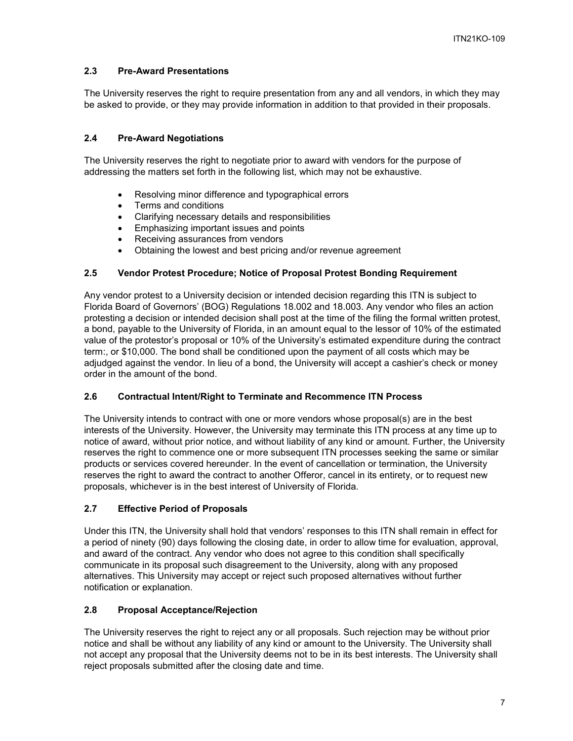### 2.3 Pre-Award Presentations

The University reserves the right to require presentation from any and all vendors, in which they may be asked to provide, or they may provide information in addition to that provided in their proposals.

### 2.4 Pre-Award Negotiations

The University reserves the right to negotiate prior to award with vendors for the purpose of addressing the matters set forth in the following list, which may not be exhaustive.

- Resolving minor difference and typographical errors
- Terms and conditions
- Clarifying necessary details and responsibilities
- Emphasizing important issues and points
- Receiving assurances from vendors
- Obtaining the lowest and best pricing and/or revenue agreement

### 2.5 Vendor Protest Procedure; Notice of Proposal Protest Bonding Requirement

Any vendor protest to a University decision or intended decision regarding this ITN is subject to Florida Board of Governors' (BOG) Regulations 18.002 and 18.003. Any vendor who files an action protesting a decision or intended decision shall post at the time of the filing the formal written protest, a bond, payable to the University of Florida, in an amount equal to the lessor of 10% of the estimated value of the protestor's proposal or 10% of the University's estimated expenditure during the contract term:, or $10,000. The bond shall be conditioned upon the payment of all costs which may be adjudged against the vendor. In lieu of a bond, the University will accept a cashier's check or money order in the amount of the bond.

### 2.6 Contractual Intent/Right to Terminate and Recommence ITN Process

The University intends to contract with one or more vendors whose proposal(s) are in the best interests of the University. However, the University may terminate this ITN process at any time up to notice of award, without prior notice, and without liability of any kind or amount. Further, the University reserves the right to commence one or more subsequent ITN processes seeking the same or similar products or services covered hereunder. In the event of cancellation or termination, the University reserves the right to award the contract to another Offeror, cancel in its entirety, or to request new proposals, whichever is in the best interest of University of Florida.

### 2.7 Effective Period of Proposals

Under this ITN, the University shall hold that vendors' responses to this ITN shall remain in effect for a period of ninety (90) days following the closing date, in order to allow time for evaluation, approval, and award of the contract. Any vendor who does not agree to this condition shall specifically communicate in its proposal such disagreement to the University, along with any proposed alternatives. This University may accept or reject such proposed alternatives without further notification or explanation.

### 2.8 Proposal Acceptance/Rejection

The University reserves the right to reject any or all proposals. Such rejection may be without prior notice and shall be without any liability of any kind or amount to the University. The University shall not accept any proposal that the University deems not to be in its best interests. The University shall reject proposals submitted after the closing date and time.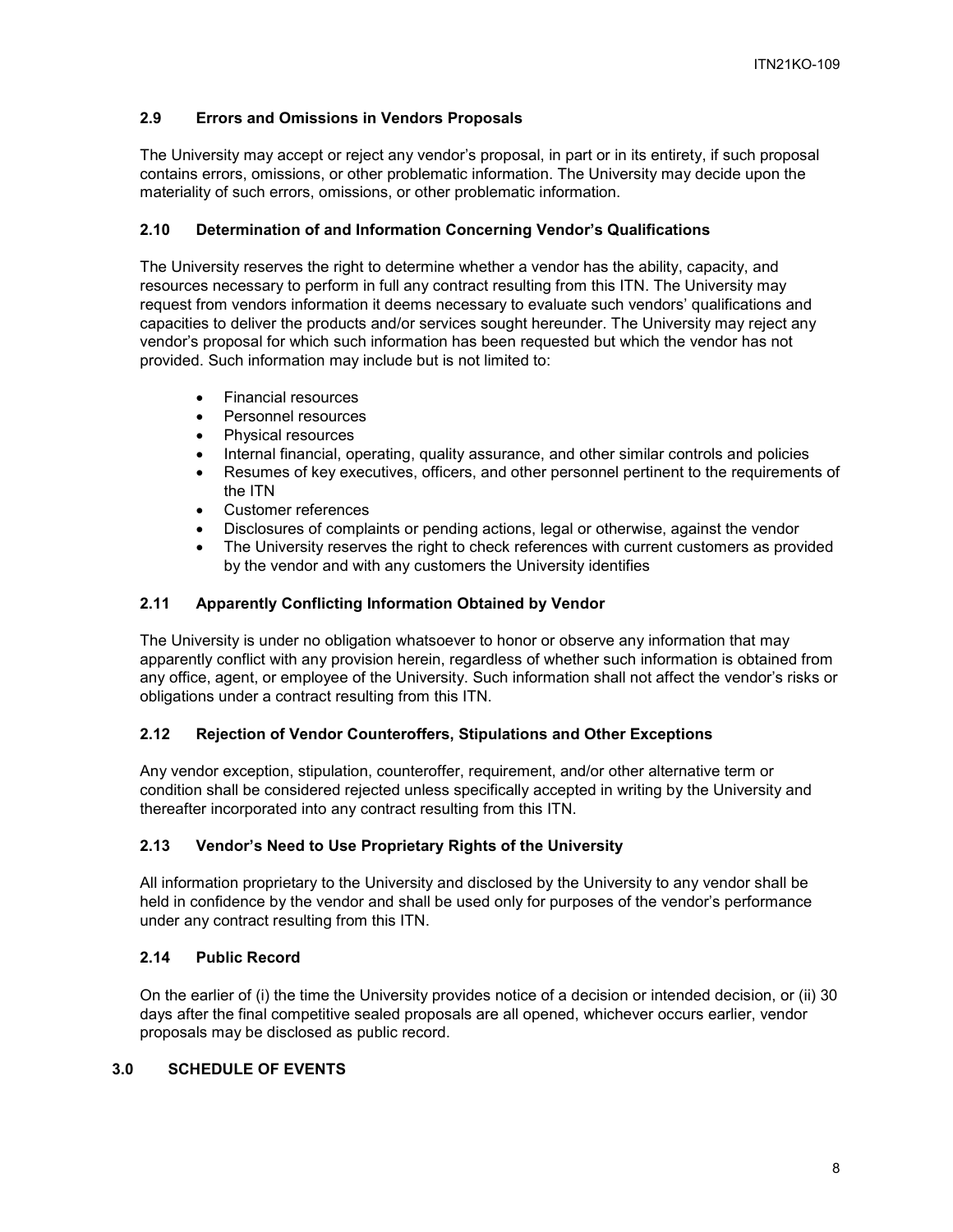### 2.9 Errors and Omissions in Vendors Proposals

The University may accept or reject any vendor's proposal, in part or in its entirety, if such proposal contains errors, omissions, or other problematic information. The University may decide upon the materiality of such errors, omissions, or other problematic information.

### 2.10 Determination of and Information Concerning Vendor's Qualifications

The University reserves the right to determine whether a vendor has the ability, capacity, and resources necessary to perform in full any contract resulting from this ITN. The University may request from vendors information it deems necessary to evaluate such vendors' qualifications and capacities to deliver the products and/or services sought hereunder. The University may reject any vendor's proposal for which such information has been requested but which the vendor has not provided. Such information may include but is not limited to:

- Financial resources
- Personnel resources
- Physical resources
- Internal financial, operating, quality assurance, and other similar controls and policies
- Resumes of key executives, officers, and other personnel pertinent to the requirements of the ITN
- Customer references
- Disclosures of complaints or pending actions, legal or otherwise, against the vendor
- The University reserves the right to check references with current customers as provided by the vendor and with any customers the University identifies

### 2.11 Apparently Conflicting Information Obtained by Vendor

The University is under no obligation whatsoever to honor or observe any information that may apparently conflict with any provision herein, regardless of whether such information is obtained from any office, agent, or employee of the University. Such information shall not affect the vendor's risks or obligations under a contract resulting from this ITN.

### 2.12 Rejection of Vendor Counteroffers, Stipulations and Other Exceptions

Any vendor exception, stipulation, counteroffer, requirement, and/or other alternative term or condition shall be considered rejected unless specifically accepted in writing by the University and thereafter incorporated into any contract resulting from this ITN.

### 2.13 Vendor's Need to Use Proprietary Rights of the University

All information proprietary to the University and disclosed by the University to any vendor shall be held in confidence by the vendor and shall be used only for purposes of the vendor's performance under any contract resulting from this ITN.

### 2.14 Public Record

On the earlier of (i) the time the University provides notice of a decision or intended decision, or (ii) 30 days after the final competitive sealed proposals are all opened, whichever occurs earlier, vendor proposals may be disclosed as public record.

## 3.0 SCHEDULE OF EVENTS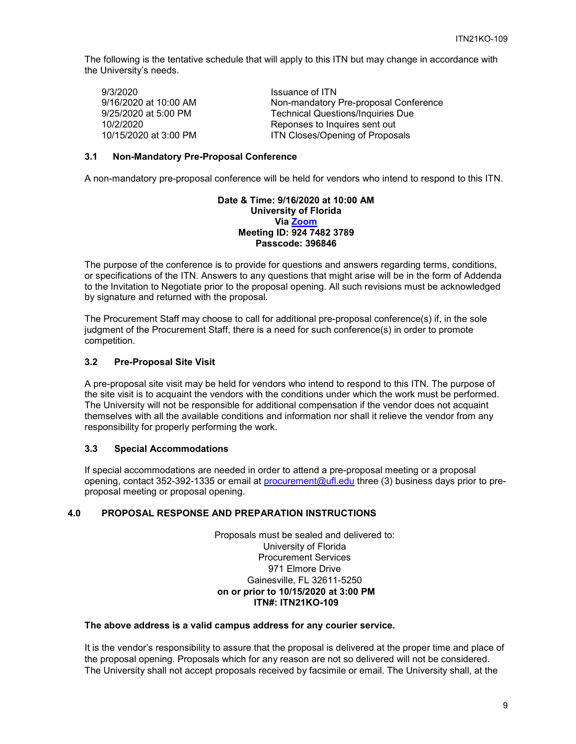The following is the tentative schedule that will apply to this ITN but may change in accordance with the University's needs.

| | |
|---|---|
| 9/3/2020 | Issuance of ITN |
| 9/16/2020 at 10:00 AM | Non-mandatory Pre-proposal Conference |
| 9/25/2020 at 5:00 PM | Technical Questions/Inquiries Due |
| 10/2/2020 | Reponses to Inquires sent out |
| 10/15/2020 at 3:00 PM | ITN Closes/Opening of Proposals |

### 3.1 Non-Mandatory Pre-Proposal Conference

A non-mandatory pre-proposal conference will be held for vendors who intend to respond to this ITN.

**Date & Time: 9/16/2020 at 10:00 AM**
**University of Florida**
**Via Zoom**
**Meeting ID: 924 7482 3789**
**Passcode: 396846**

The purpose of the conference is to provide for questions and answers regarding terms, conditions, or specifications of the ITN. Answers to any questions that might arise will be in the form of Addenda to the Invitation to Negotiate prior to the proposal opening. All such revisions must be acknowledged by signature and returned with the proposal.

The Procurement Staff may choose to call for additional pre-proposal conference(s) if, in the sole judgment of the Procurement Staff, there is a need for such conference(s) in order to promote competition.

### 3.2 Pre-Proposal Site Visit

A pre-proposal site visit may be held for vendors who intend to respond to this ITN. The purpose of the site visit is to acquaint the vendors with the conditions under which the work must be performed. The University will not be responsible for additional compensation if the vendor does not acquaint themselves with all the available conditions and information nor shall it relieve the vendor from any responsibility for properly performing the work.

### 3.3 Special Accommodations

If special accommodations are needed in order to attend a pre-proposal meeting or a proposal opening, contact 352-392-1335 or email at procurement@ufl.edu three (3) business days prior to pre-proposal meeting or proposal opening.

## 4.0 PROPOSAL RESPONSE AND PREPARATION INSTRUCTIONS

Proposals must be sealed and delivered to:
University of Florida
Procurement Services
971 Elmore Drive
Gainesville, FL 32611-5250
**on or prior to 10/15/2020 at 3:00 PM**
**ITN#: ITN21KO-109**

**The above address is a valid campus address for any courier service.**

It is the vendor's responsibility to assure that the proposal is delivered at the proper time and place of the proposal opening. Proposals which for any reason are not so delivered will not be considered. The University shall not accept proposals received by facsimile or email. The University shall, at the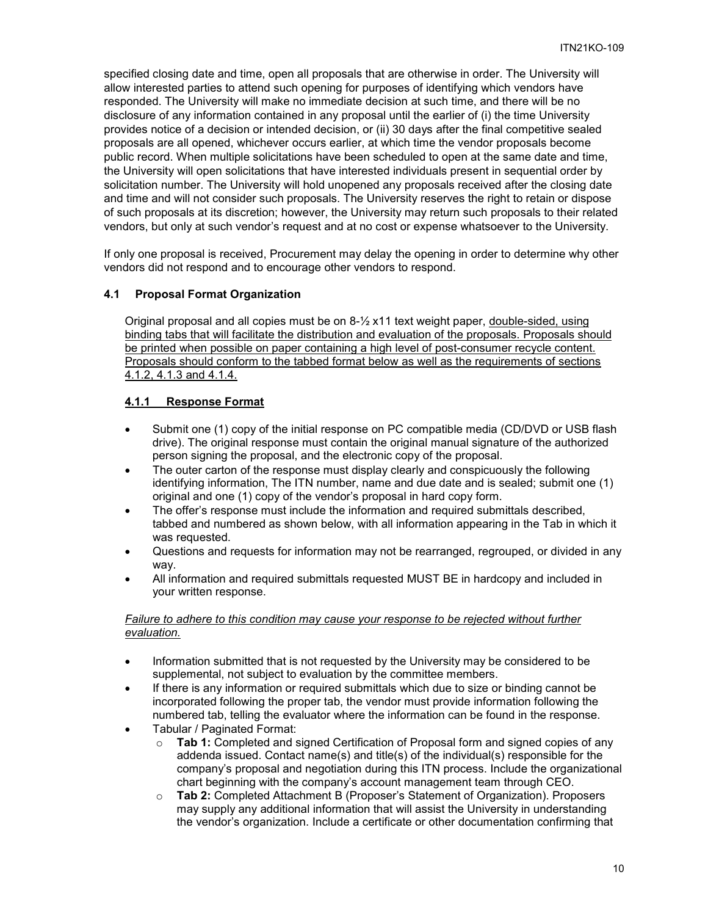specified closing date and time, open all proposals that are otherwise in order. The University will allow interested parties to attend such opening for purposes of identifying which vendors have responded. The University will make no immediate decision at such time, and there will be no disclosure of any information contained in any proposal until the earlier of (i) the time University provides notice of a decision or intended decision, or (ii) 30 days after the final competitive sealed proposals are all opened, whichever occurs earlier, at which time the vendor proposals become public record. When multiple solicitations have been scheduled to open at the same date and time, the University will open solicitations that have interested individuals present in sequential order by solicitation number. The University will hold unopened any proposals received after the closing date and time and will not consider such proposals. The University reserves the right to retain or dispose of such proposals at its discretion; however, the University may return such proposals to their related vendors, but only at such vendor's request and at no cost or expense whatsoever to the University.

If only one proposal is received, Procurement may delay the opening in order to determine why other vendors did not respond and to encourage other vendors to respond.

### 4.1 Proposal Format Organization

Original proposal and all copies must be on 8-½ x11 text weight paper, <u>double-sided, using binding tabs that will facilitate the distribution and evaluation of the proposals. Proposals should be printed when possible on paper containing a high level of post-consumer recycle content. Proposals should conform to the tabbed format below as well as the requirements of sections 4.1.2, 4.1.3 and 4.1.4.</u>

#### <u>4.1.1 Response Format</u>

- Submit one (1) copy of the initial response on PC compatible media (CD/DVD or USB flash drive). The original response must contain the original manual signature of the authorized person signing the proposal, and the electronic copy of the proposal.
- The outer carton of the response must display clearly and conspicuously the following identifying information, The ITN number, name and due date and is sealed; submit one (1) original and one (1) copy of the vendor's proposal in hard copy form.
- The offer's response must include the information and required submittals described, tabbed and numbered as shown below, with all information appearing in the Tab in which it was requested.
- Questions and requests for information may not be rearranged, regrouped, or divided in any way.
- All information and required submittals requested MUST BE in hardcopy and included in your written response.

<u>*Failure to adhere to this condition may cause your response to be rejected without further evaluation.*</u>

- Information submitted that is not requested by the University may be considered to be supplemental, not subject to evaluation by the committee members.
- If there is any information or required submittals which due to size or binding cannot be incorporated following the proper tab, the vendor must provide information following the numbered tab, telling the evaluator where the information can be found in the response.
- Tabular / Paginated Format:
  - **Tab 1:** Completed and signed Certification of Proposal form and signed copies of any addenda issued. Contact name(s) and title(s) of the individual(s) responsible for the company's proposal and negotiation during this ITN process. Include the organizational chart beginning with the company's account management team through CEO.
  - **Tab 2:** Completed Attachment B (Proposer's Statement of Organization). Proposers may supply any additional information that will assist the University in understanding the vendor's organization. Include a certificate or other documentation confirming that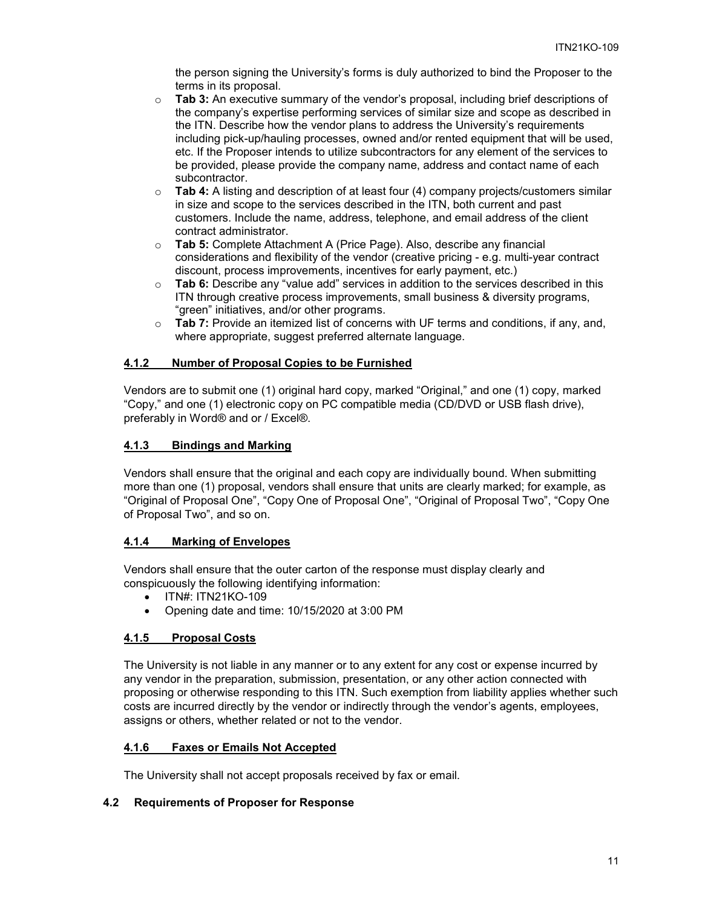the person signing the University's forms is duly authorized to bind the Proposer to the terms in its proposal.

- **Tab 3:** An executive summary of the vendor's proposal, including brief descriptions of the company's expertise performing services of similar size and scope as described in the ITN. Describe how the vendor plans to address the University's requirements including pick-up/hauling processes, owned and/or rented equipment that will be used, etc. If the Proposer intends to utilize subcontractors for any element of the services to be provided, please provide the company name, address and contact name of each subcontractor.
- **Tab 4:** A listing and description of at least four (4) company projects/customers similar in size and scope to the services described in the ITN, both current and past customers. Include the name, address, telephone, and email address of the client contract administrator.
- **Tab 5:** Complete Attachment A (Price Page). Also, describe any financial considerations and flexibility of the vendor (creative pricing - e.g. multi-year contract discount, process improvements, incentives for early payment, etc.)
- **Tab 6:** Describe any "value add" services in addition to the services described in this ITN through creative process improvements, small business & diversity programs, "green" initiatives, and/or other programs.
- **Tab 7:** Provide an itemized list of concerns with UF terms and conditions, if any, and, where appropriate, suggest preferred alternate language.

#### 4.1.2 Number of Proposal Copies to be Furnished

Vendors are to submit one (1) original hard copy, marked "Original," and one (1) copy, marked "Copy," and one (1) electronic copy on PC compatible media (CD/DVD or USB flash drive), preferably in Word® and or / Excel®.

#### 4.1.3 Bindings and Marking

Vendors shall ensure that the original and each copy are individually bound. When submitting more than one (1) proposal, vendors shall ensure that units are clearly marked; for example, as "Original of Proposal One", "Copy One of Proposal One", "Original of Proposal Two", "Copy One of Proposal Two", and so on.

#### 4.1.4 Marking of Envelopes

Vendors shall ensure that the outer carton of the response must display clearly and conspicuously the following identifying information:

- ITN#: ITN21KO-109
- Opening date and time: 10/15/2020 at 3:00 PM

#### 4.1.5 Proposal Costs

The University is not liable in any manner or to any extent for any cost or expense incurred by any vendor in the preparation, submission, presentation, or any other action connected with proposing or otherwise responding to this ITN. Such exemption from liability applies whether such costs are incurred directly by the vendor or indirectly through the vendor's agents, employees, assigns or others, whether related or not to the vendor.

#### 4.1.6 Faxes or Emails Not Accepted

The University shall not accept proposals received by fax or email.

### 4.2 Requirements of Proposer for Response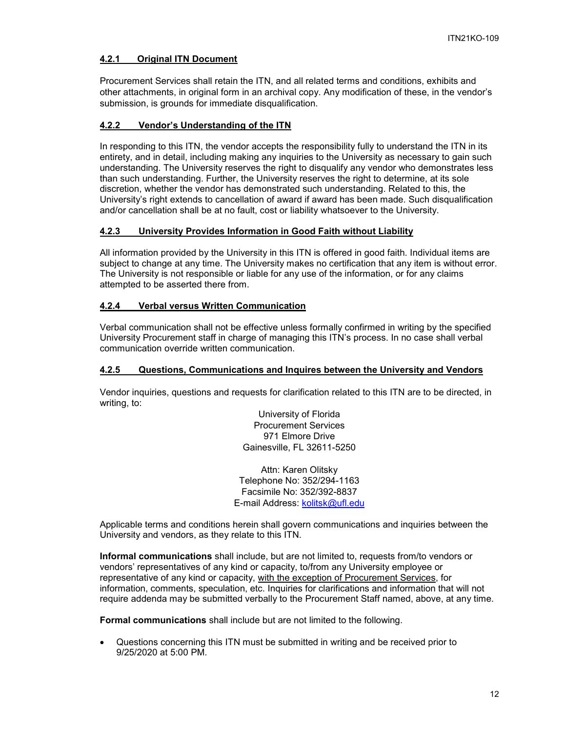#### **4.2.1 Original ITN Document**

Procurement Services shall retain the ITN, and all related terms and conditions, exhibits and other attachments, in original form in an archival copy. Any modification of these, in the vendor's submission, is grounds for immediate disqualification.

#### **4.2.2 Vendor's Understanding of the ITN**

In responding to this ITN, the vendor accepts the responsibility fully to understand the ITN in its entirety, and in detail, including making any inquiries to the University as necessary to gain such understanding. The University reserves the right to disqualify any vendor who demonstrates less than such understanding. Further, the University reserves the right to determine, at its sole discretion, whether the vendor has demonstrated such understanding. Related to this, the University's right extends to cancellation of award if award has been made. Such disqualification and/or cancellation shall be at no fault, cost or liability whatsoever to the University.

#### **4.2.3 University Provides Information in Good Faith without Liability**

All information provided by the University in this ITN is offered in good faith. Individual items are subject to change at any time. The University makes no certification that any item is without error. The University is not responsible or liable for any use of the information, or for any claims attempted to be asserted there from.

#### **4.2.4 Verbal versus Written Communication**

Verbal communication shall not be effective unless formally confirmed in writing by the specified University Procurement staff in charge of managing this ITN's process. In no case shall verbal communication override written communication.

#### **4.2.5 Questions, Communications and Inquires between the University and Vendors**

Vendor inquiries, questions and requests for clarification related to this ITN are to be directed, in writing, to:

University of Florida
Procurement Services
971 Elmore Drive
Gainesville, FL 32611-5250

Attn: Karen Olitsky
Telephone No: 352/294-1163
Facsimile No: 352/392-8837
E-mail Address: kolitsk@ufl.edu

Applicable terms and conditions herein shall govern communications and inquiries between the University and vendors, as they relate to this ITN.

**Informal communications** shall include, but are not limited to, requests from/to vendors or vendors' representatives of any kind or capacity, to/from any University employee or representative of any kind or capacity, with the exception of Procurement Services, for information, comments, speculation, etc. Inquiries for clarifications and information that will not require addenda may be submitted verbally to the Procurement Staff named, above, at any time.

**Formal communications** shall include but are not limited to the following.

- Questions concerning this ITN must be submitted in writing and be received prior to 9/25/2020 at 5:00 PM.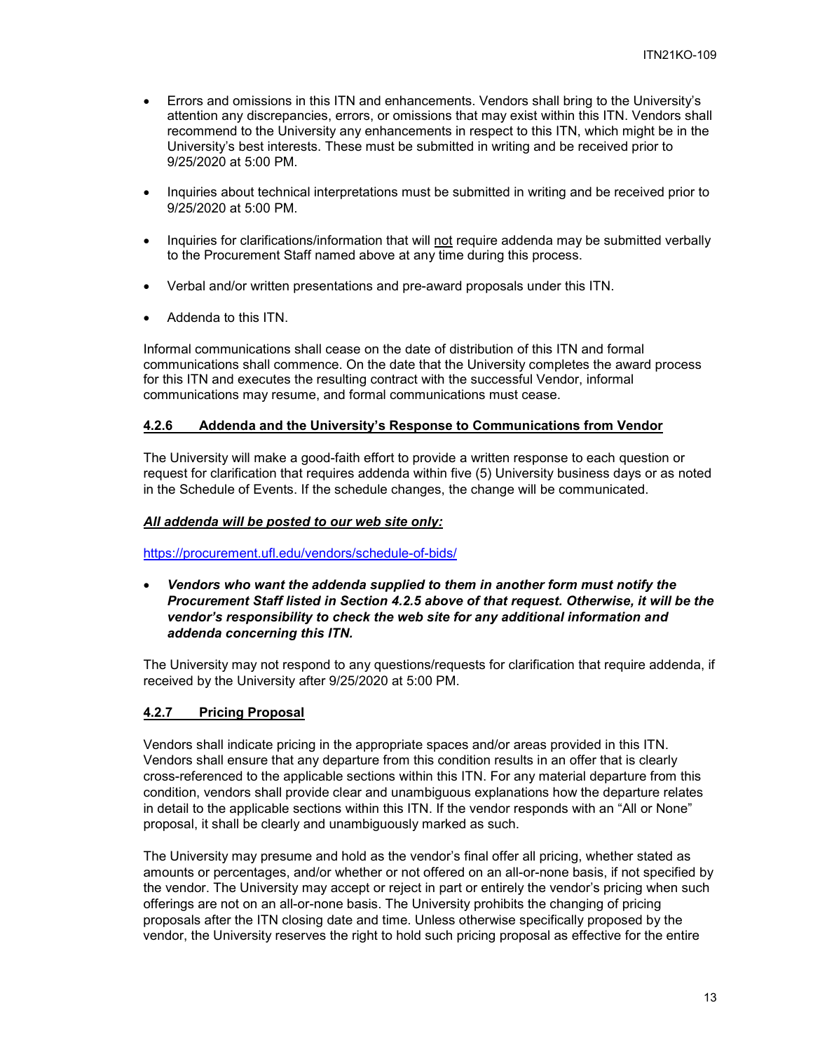- Errors and omissions in this ITN and enhancements. Vendors shall bring to the University's attention any discrepancies, errors, or omissions that may exist within this ITN. Vendors shall recommend to the University any enhancements in respect to this ITN, which might be in the University's best interests. These must be submitted in writing and be received prior to 9/25/2020 at 5:00 PM.

- Inquiries about technical interpretations must be submitted in writing and be received prior to 9/25/2020 at 5:00 PM.

- Inquiries for clarifications/information that will not require addenda may be submitted verbally to the Procurement Staff named above at any time during this process.

- Verbal and/or written presentations and pre-award proposals under this ITN.

- Addenda to this ITN.

Informal communications shall cease on the date of distribution of this ITN and formal communications shall commence. On the date that the University completes the award process for this ITN and executes the resulting contract with the successful Vendor, informal communications may resume, and formal communications must cease.

### 4.2.6 Addenda and the University's Response to Communications from Vendor

The University will make a good-faith effort to provide a written response to each question or request for clarification that requires addenda within five (5) University business days or as noted in the Schedule of Events. If the schedule changes, the change will be communicated.

***All addenda will be posted to our web site only:***

https://procurement.ufl.edu/vendors/schedule-of-bids/

- ***Vendors who want the addenda supplied to them in another form must notify the Procurement Staff listed in Section 4.2.5 above of that request. Otherwise, it will be the vendor's responsibility to check the web site for any additional information and addenda concerning this ITN.***

The University may not respond to any questions/requests for clarification that require addenda, if received by the University after 9/25/2020 at 5:00 PM.

### 4.2.7 Pricing Proposal

Vendors shall indicate pricing in the appropriate spaces and/or areas provided in this ITN. Vendors shall ensure that any departure from this condition results in an offer that is clearly cross-referenced to the applicable sections within this ITN. For any material departure from this condition, vendors shall provide clear and unambiguous explanations how the departure relates in detail to the applicable sections within this ITN. If the vendor responds with an "All or None" proposal, it shall be clearly and unambiguously marked as such.

The University may presume and hold as the vendor's final offer all pricing, whether stated as amounts or percentages, and/or whether or not offered on an all-or-none basis, if not specified by the vendor. The University may accept or reject in part or entirely the vendor's pricing when such offerings are not on an all-or-none basis. The University prohibits the changing of pricing proposals after the ITN closing date and time. Unless otherwise specifically proposed by the vendor, the University reserves the right to hold such pricing proposal as effective for the entire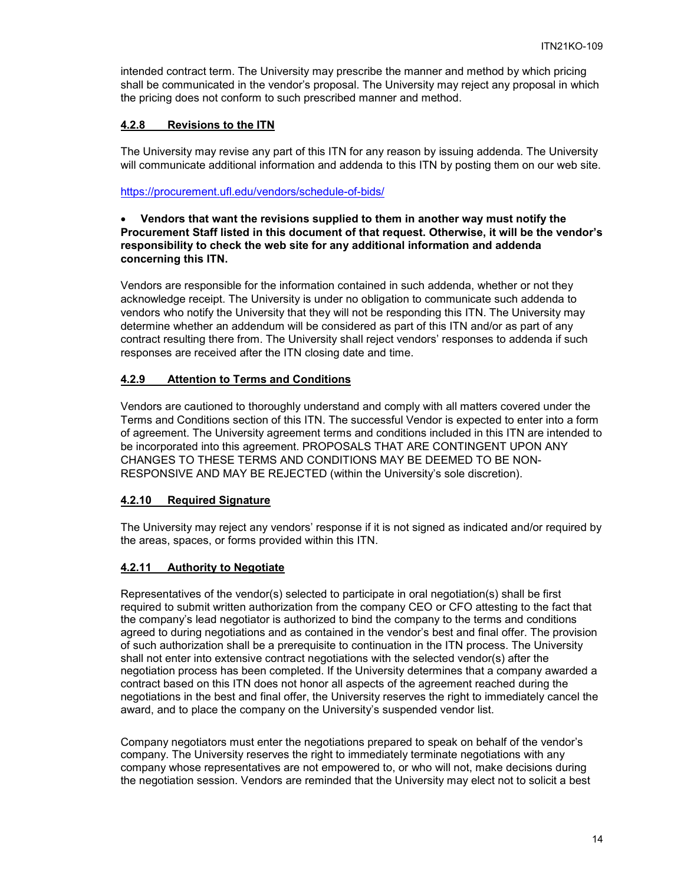intended contract term. The University may prescribe the manner and method by which pricing shall be communicated in the vendor's proposal. The University may reject any proposal in which the pricing does not conform to such prescribed manner and method.

### 4.2.8 Revisions to the ITN

The University may revise any part of this ITN for any reason by issuing addenda. The University will communicate additional information and addenda to this ITN by posting them on our web site.

https://procurement.ufl.edu/vendors/schedule-of-bids/

- **Vendors that want the revisions supplied to them in another way must notify the Procurement Staff listed in this document of that request. Otherwise, it will be the vendor's responsibility to check the web site for any additional information and addenda concerning this ITN.**

Vendors are responsible for the information contained in such addenda, whether or not they acknowledge receipt. The University is under no obligation to communicate such addenda to vendors who notify the University that they will not be responding this ITN. The University may determine whether an addendum will be considered as part of this ITN and/or as part of any contract resulting there from. The University shall reject vendors' responses to addenda if such responses are received after the ITN closing date and time.

### 4.2.9 Attention to Terms and Conditions

Vendors are cautioned to thoroughly understand and comply with all matters covered under the Terms and Conditions section of this ITN. The successful Vendor is expected to enter into a form of agreement. The University agreement terms and conditions included in this ITN are intended to be incorporated into this agreement. PROPOSALS THAT ARE CONTINGENT UPON ANY CHANGES TO THESE TERMS AND CONDITIONS MAY BE DEEMED TO BE NON-RESPONSIVE AND MAY BE REJECTED (within the University's sole discretion).

### 4.2.10 Required Signature

The University may reject any vendors' response if it is not signed as indicated and/or required by the areas, spaces, or forms provided within this ITN.

### 4.2.11 Authority to Negotiate

Representatives of the vendor(s) selected to participate in oral negotiation(s) shall be first required to submit written authorization from the company CEO or CFO attesting to the fact that the company's lead negotiator is authorized to bind the company to the terms and conditions agreed to during negotiations and as contained in the vendor's best and final offer. The provision of such authorization shall be a prerequisite to continuation in the ITN process. The University shall not enter into extensive contract negotiations with the selected vendor(s) after the negotiation process has been completed. If the University determines that a company awarded a contract based on this ITN does not honor all aspects of the agreement reached during the negotiations in the best and final offer, the University reserves the right to immediately cancel the award, and to place the company on the University's suspended vendor list.

Company negotiators must enter the negotiations prepared to speak on behalf of the vendor's company. The University reserves the right to immediately terminate negotiations with any company whose representatives are not empowered to, or who will not, make decisions during the negotiation session. Vendors are reminded that the University may elect not to solicit a best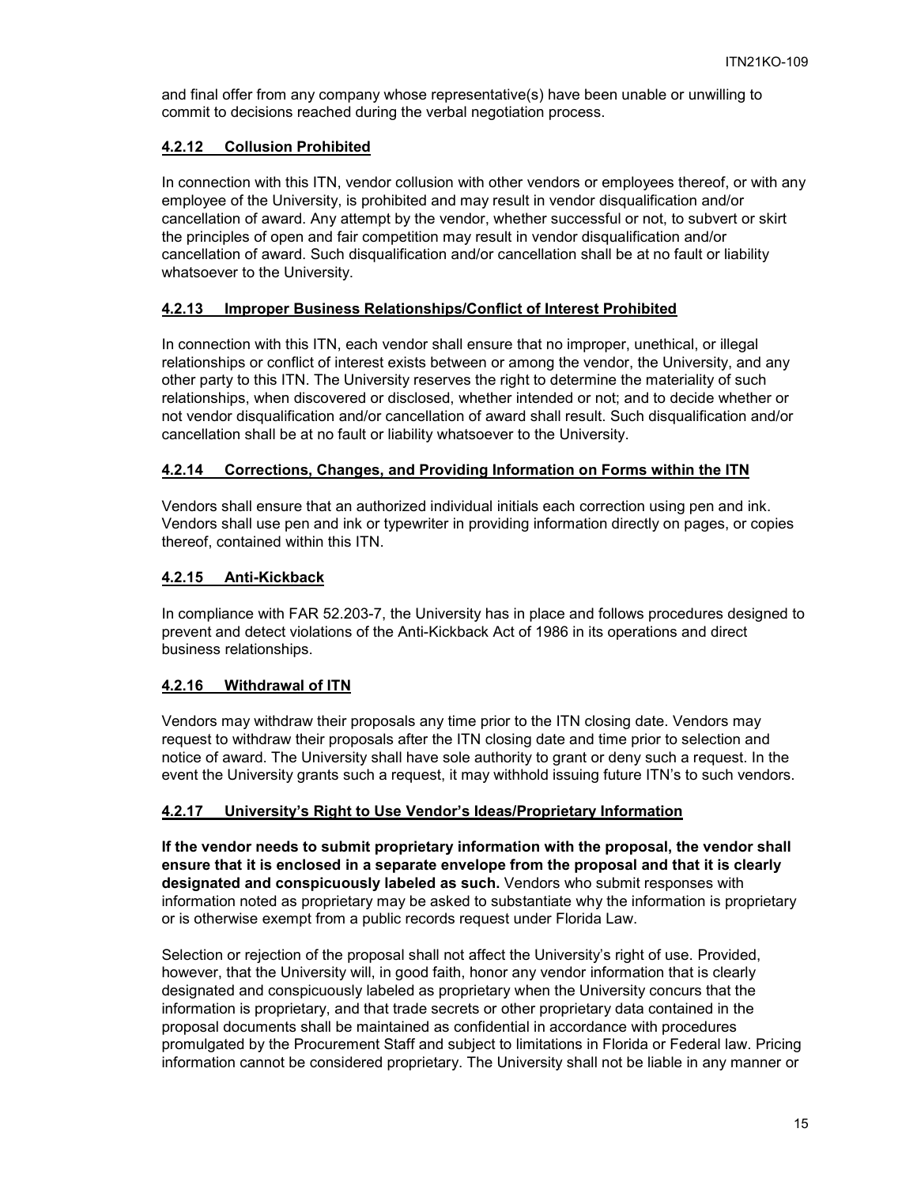and final offer from any company whose representative(s) have been unable or unwilling to commit to decisions reached during the verbal negotiation process.

### 4.2.12 Collusion Prohibited

In connection with this ITN, vendor collusion with other vendors or employees thereof, or with any employee of the University, is prohibited and may result in vendor disqualification and/or cancellation of award. Any attempt by the vendor, whether successful or not, to subvert or skirt the principles of open and fair competition may result in vendor disqualification and/or cancellation of award. Such disqualification and/or cancellation shall be at no fault or liability whatsoever to the University.

### 4.2.13 Improper Business Relationships/Conflict of Interest Prohibited

In connection with this ITN, each vendor shall ensure that no improper, unethical, or illegal relationships or conflict of interest exists between or among the vendor, the University, and any other party to this ITN. The University reserves the right to determine the materiality of such relationships, when discovered or disclosed, whether intended or not; and to decide whether or not vendor disqualification and/or cancellation of award shall result. Such disqualification and/or cancellation shall be at no fault or liability whatsoever to the University.

### 4.2.14 Corrections, Changes, and Providing Information on Forms within the ITN

Vendors shall ensure that an authorized individual initials each correction using pen and ink. Vendors shall use pen and ink or typewriter in providing information directly on pages, or copies thereof, contained within this ITN.

### 4.2.15 Anti-Kickback

In compliance with FAR 52.203-7, the University has in place and follows procedures designed to prevent and detect violations of the Anti-Kickback Act of 1986 in its operations and direct business relationships.

### 4.2.16 Withdrawal of ITN

Vendors may withdraw their proposals any time prior to the ITN closing date. Vendors may request to withdraw their proposals after the ITN closing date and time prior to selection and notice of award. The University shall have sole authority to grant or deny such a request. In the event the University grants such a request, it may withhold issuing future ITN's to such vendors.

### 4.2.17 University's Right to Use Vendor's Ideas/Proprietary Information

**If the vendor needs to submit proprietary information with the proposal, the vendor shall ensure that it is enclosed in a separate envelope from the proposal and that it is clearly designated and conspicuously labeled as such.** Vendors who submit responses with information noted as proprietary may be asked to substantiate why the information is proprietary or is otherwise exempt from a public records request under Florida Law.

Selection or rejection of the proposal shall not affect the University's right of use. Provided, however, that the University will, in good faith, honor any vendor information that is clearly designated and conspicuously labeled as proprietary when the University concurs that the information is proprietary, and that trade secrets or other proprietary data contained in the proposal documents shall be maintained as confidential in accordance with procedures promulgated by the Procurement Staff and subject to limitations in Florida or Federal law. Pricing information cannot be considered proprietary. The University shall not be liable in any manner or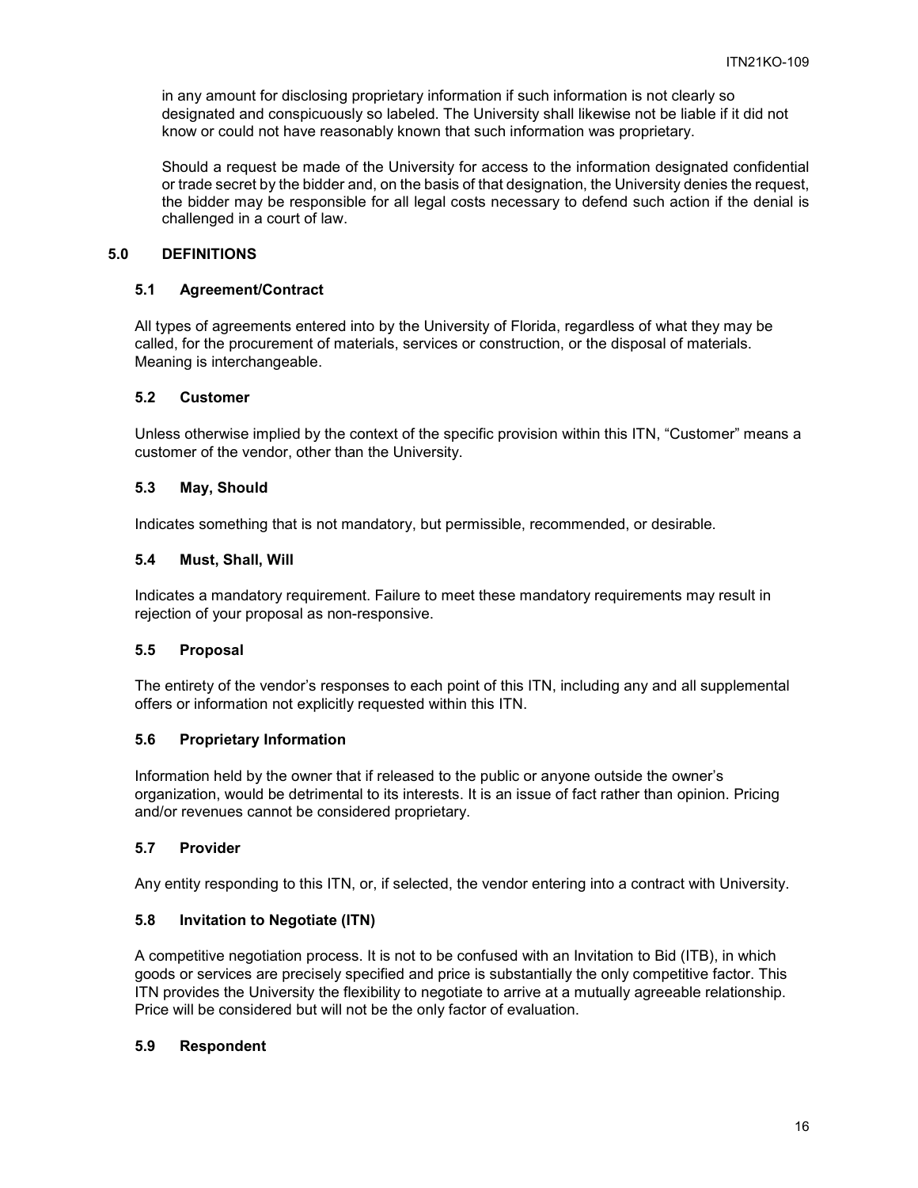in any amount for disclosing proprietary information if such information is not clearly so designated and conspicuously so labeled. The University shall likewise not be liable if it did not know or could not have reasonably known that such information was proprietary.

Should a request be made of the University for access to the information designated confidential or trade secret by the bidder and, on the basis of that designation, the University denies the request, the bidder may be responsible for all legal costs necessary to defend such action if the denial is challenged in a court of law.

## 5.0 DEFINITIONS

### 5.1 Agreement/Contract

All types of agreements entered into by the University of Florida, regardless of what they may be called, for the procurement of materials, services or construction, or the disposal of materials. Meaning is interchangeable.

### 5.2 Customer

Unless otherwise implied by the context of the specific provision within this ITN, "Customer" means a customer of the vendor, other than the University.

### 5.3 May, Should

Indicates something that is not mandatory, but permissible, recommended, or desirable.

### 5.4 Must, Shall, Will

Indicates a mandatory requirement. Failure to meet these mandatory requirements may result in rejection of your proposal as non-responsive.

### 5.5 Proposal

The entirety of the vendor's responses to each point of this ITN, including any and all supplemental offers or information not explicitly requested within this ITN.

### 5.6 Proprietary Information

Information held by the owner that if released to the public or anyone outside the owner's organization, would be detrimental to its interests. It is an issue of fact rather than opinion. Pricing and/or revenues cannot be considered proprietary.

### 5.7 Provider

Any entity responding to this ITN, or, if selected, the vendor entering into a contract with University.

### 5.8 Invitation to Negotiate (ITN)

A competitive negotiation process. It is not to be confused with an Invitation to Bid (ITB), in which goods or services are precisely specified and price is substantially the only competitive factor. This ITN provides the University the flexibility to negotiate to arrive at a mutually agreeable relationship. Price will be considered but will not be the only factor of evaluation.

### 5.9 Respondent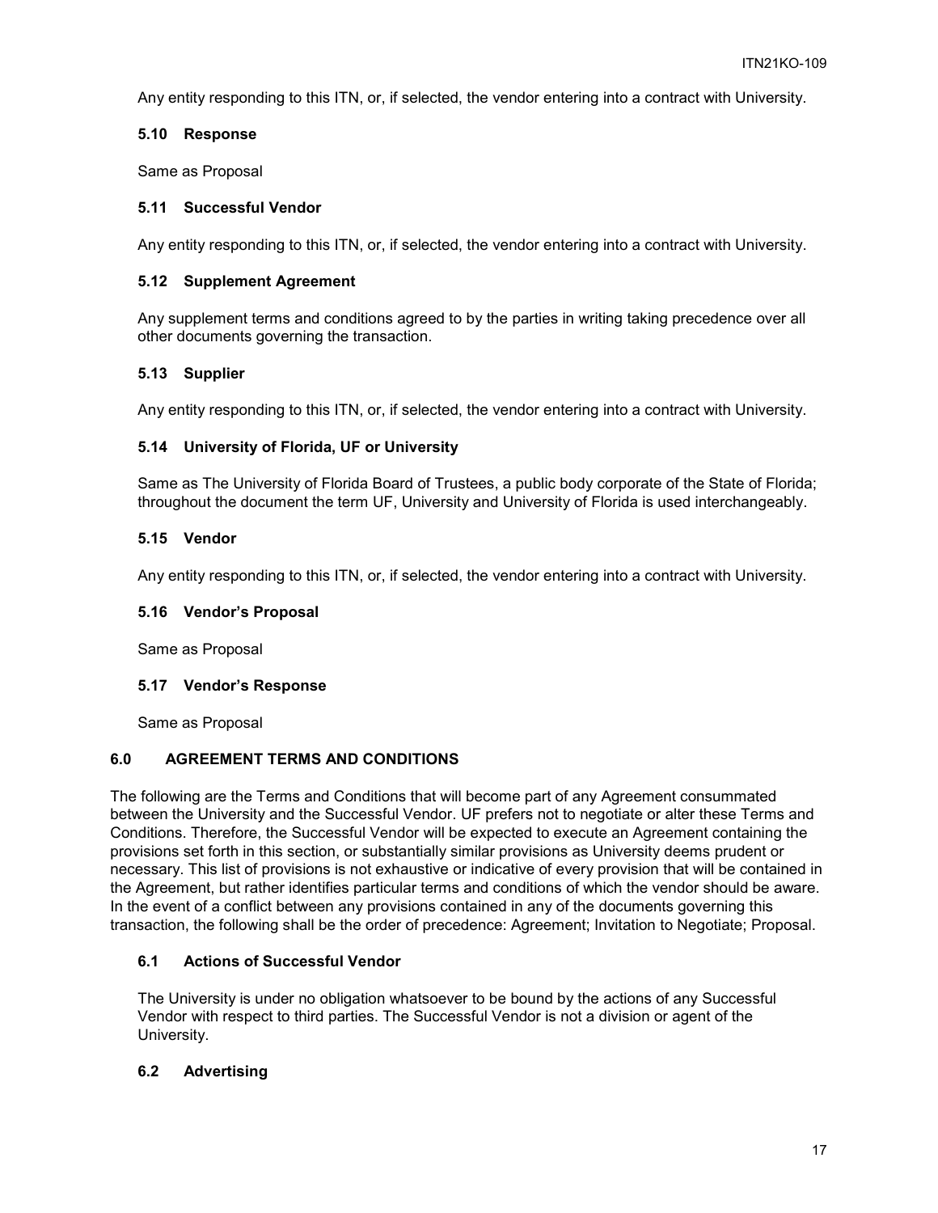Any entity responding to this ITN, or, if selected, the vendor entering into a contract with University.

### 5.10 Response

Same as Proposal

### 5.11 Successful Vendor

Any entity responding to this ITN, or, if selected, the vendor entering into a contract with University.

### 5.12 Supplement Agreement

Any supplement terms and conditions agreed to by the parties in writing taking precedence over all other documents governing the transaction.

### 5.13 Supplier

Any entity responding to this ITN, or, if selected, the vendor entering into a contract with University.

### 5.14 University of Florida, UF or University

Same as The University of Florida Board of Trustees, a public body corporate of the State of Florida; throughout the document the term UF, University and University of Florida is used interchangeably.

### 5.15 Vendor

Any entity responding to this ITN, or, if selected, the vendor entering into a contract with University.

### 5.16 Vendor's Proposal

Same as Proposal

### 5.17 Vendor's Response

Same as Proposal

## 6.0 AGREEMENT TERMS AND CONDITIONS

The following are the Terms and Conditions that will become part of any Agreement consummated between the University and the Successful Vendor. UF prefers not to negotiate or alter these Terms and Conditions. Therefore, the Successful Vendor will be expected to execute an Agreement containing the provisions set forth in this section, or substantially similar provisions as University deems prudent or necessary. This list of provisions is not exhaustive or indicative of every provision that will be contained in the Agreement, but rather identifies particular terms and conditions of which the vendor should be aware. In the event of a conflict between any provisions contained in any of the documents governing this transaction, the following shall be the order of precedence: Agreement; Invitation to Negotiate; Proposal.

### 6.1 Actions of Successful Vendor

The University is under no obligation whatsoever to be bound by the actions of any Successful Vendor with respect to third parties. The Successful Vendor is not a division or agent of the University.

### 6.2 Advertising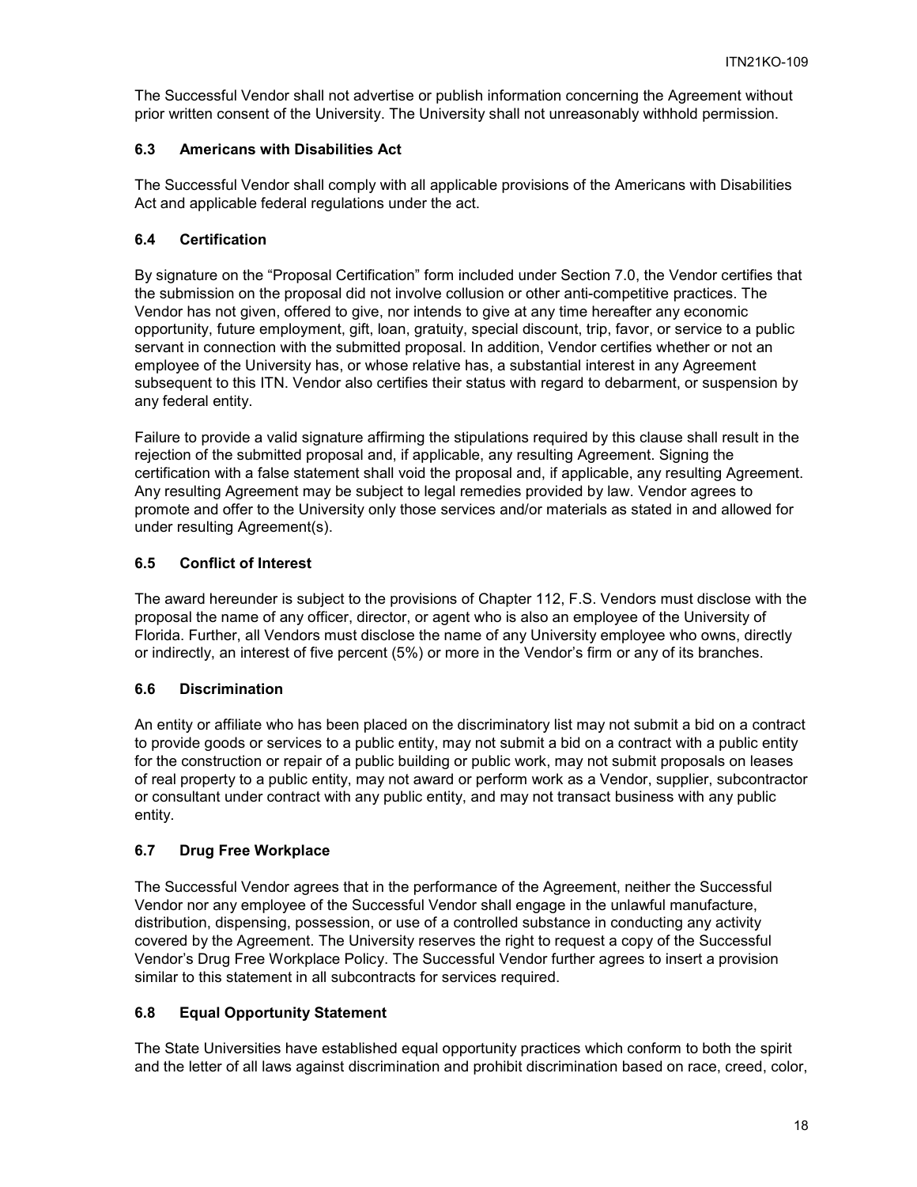The Successful Vendor shall not advertise or publish information concerning the Agreement without prior written consent of the University. The University shall not unreasonably withhold permission.

### 6.3 Americans with Disabilities Act

The Successful Vendor shall comply with all applicable provisions of the Americans with Disabilities Act and applicable federal regulations under the act.

### 6.4 Certification

By signature on the "Proposal Certification" form included under Section 7.0, the Vendor certifies that the submission on the proposal did not involve collusion or other anti-competitive practices. The Vendor has not given, offered to give, nor intends to give at any time hereafter any economic opportunity, future employment, gift, loan, gratuity, special discount, trip, favor, or service to a public servant in connection with the submitted proposal. In addition, Vendor certifies whether or not an employee of the University has, or whose relative has, a substantial interest in any Agreement subsequent to this ITN. Vendor also certifies their status with regard to debarment, or suspension by any federal entity.

Failure to provide a valid signature affirming the stipulations required by this clause shall result in the rejection of the submitted proposal and, if applicable, any resulting Agreement. Signing the certification with a false statement shall void the proposal and, if applicable, any resulting Agreement. Any resulting Agreement may be subject to legal remedies provided by law. Vendor agrees to promote and offer to the University only those services and/or materials as stated in and allowed for under resulting Agreement(s).

### 6.5 Conflict of Interest

The award hereunder is subject to the provisions of Chapter 112, F.S. Vendors must disclose with the proposal the name of any officer, director, or agent who is also an employee of the University of Florida. Further, all Vendors must disclose the name of any University employee who owns, directly or indirectly, an interest of five percent (5%) or more in the Vendor's firm or any of its branches.

### 6.6 Discrimination

An entity or affiliate who has been placed on the discriminatory list may not submit a bid on a contract to provide goods or services to a public entity, may not submit a bid on a contract with a public entity for the construction or repair of a public building or public work, may not submit proposals on leases of real property to a public entity, may not award or perform work as a Vendor, supplier, subcontractor or consultant under contract with any public entity, and may not transact business with any public entity.

### 6.7 Drug Free Workplace

The Successful Vendor agrees that in the performance of the Agreement, neither the Successful Vendor nor any employee of the Successful Vendor shall engage in the unlawful manufacture, distribution, dispensing, possession, or use of a controlled substance in conducting any activity covered by the Agreement. The University reserves the right to request a copy of the Successful Vendor's Drug Free Workplace Policy. The Successful Vendor further agrees to insert a provision similar to this statement in all subcontracts for services required.

### 6.8 Equal Opportunity Statement

The State Universities have established equal opportunity practices which conform to both the spirit and the letter of all laws against discrimination and prohibit discrimination based on race, creed, color,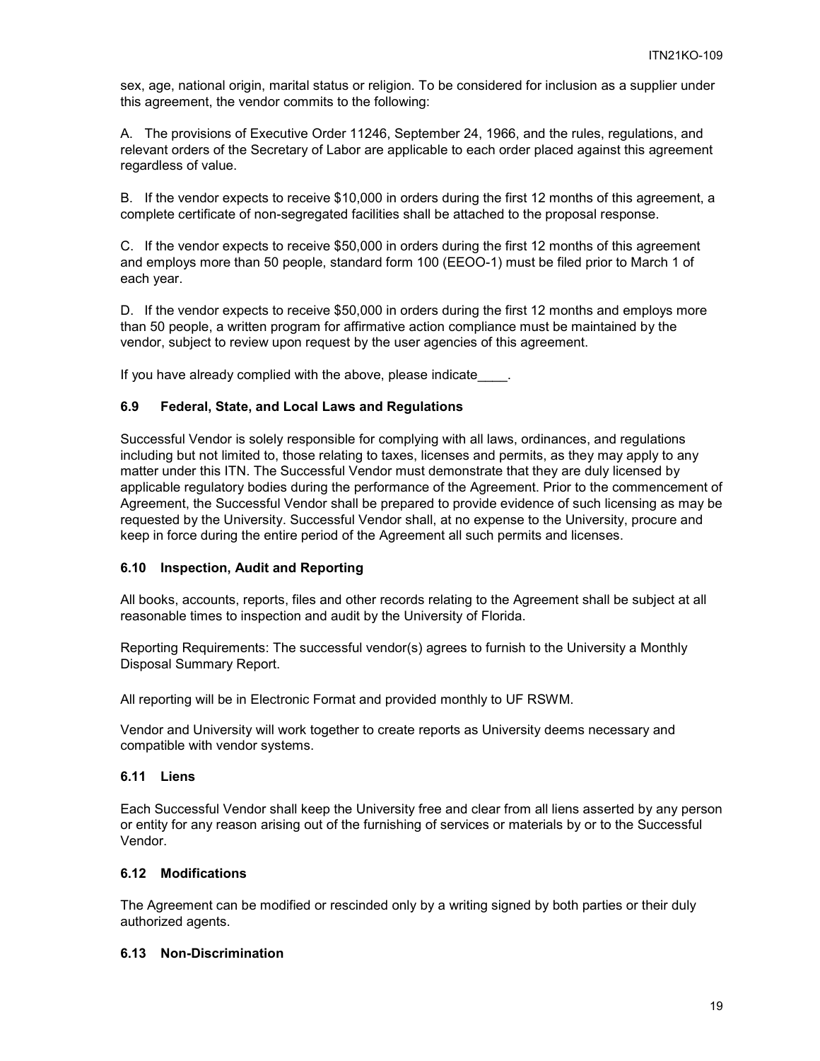sex, age, national origin, marital status or religion. To be considered for inclusion as a supplier under this agreement, the vendor commits to the following:

A. The provisions of Executive Order 11246, September 24, 1966, and the rules, regulations, and relevant orders of the Secretary of Labor are applicable to each order placed against this agreement regardless of value.

B. If the vendor expects to receive $10,000 in orders during the first 12 months of this agreement, a complete certificate of non-segregated facilities shall be attached to the proposal response.

C. If the vendor expects to receive $50,000 in orders during the first 12 months of this agreement and employs more than 50 people, standard form 100 (EEOO-1) must be filed prior to March 1 of each year.

D. If the vendor expects to receive $50,000 in orders during the first 12 months and employs more than 50 people, a written program for affirmative action compliance must be maintained by the vendor, subject to review upon request by the user agencies of this agreement.

If you have already complied with the above, please indicate____.

### 6.9 Federal, State, and Local Laws and Regulations

Successful Vendor is solely responsible for complying with all laws, ordinances, and regulations including but not limited to, those relating to taxes, licenses and permits, as they may apply to any matter under this ITN. The Successful Vendor must demonstrate that they are duly licensed by applicable regulatory bodies during the performance of the Agreement. Prior to the commencement of Agreement, the Successful Vendor shall be prepared to provide evidence of such licensing as may be requested by the University. Successful Vendor shall, at no expense to the University, procure and keep in force during the entire period of the Agreement all such permits and licenses.

### 6.10 Inspection, Audit and Reporting

All books, accounts, reports, files and other records relating to the Agreement shall be subject at all reasonable times to inspection and audit by the University of Florida.

Reporting Requirements: The successful vendor(s) agrees to furnish to the University a Monthly Disposal Summary Report.

All reporting will be in Electronic Format and provided monthly to UF RSWM.

Vendor and University will work together to create reports as University deems necessary and compatible with vendor systems.

### 6.11 Liens

Each Successful Vendor shall keep the University free and clear from all liens asserted by any person or entity for any reason arising out of the furnishing of services or materials by or to the Successful Vendor.

### 6.12 Modifications

The Agreement can be modified or rescinded only by a writing signed by both parties or their duly authorized agents.

### 6.13 Non-Discrimination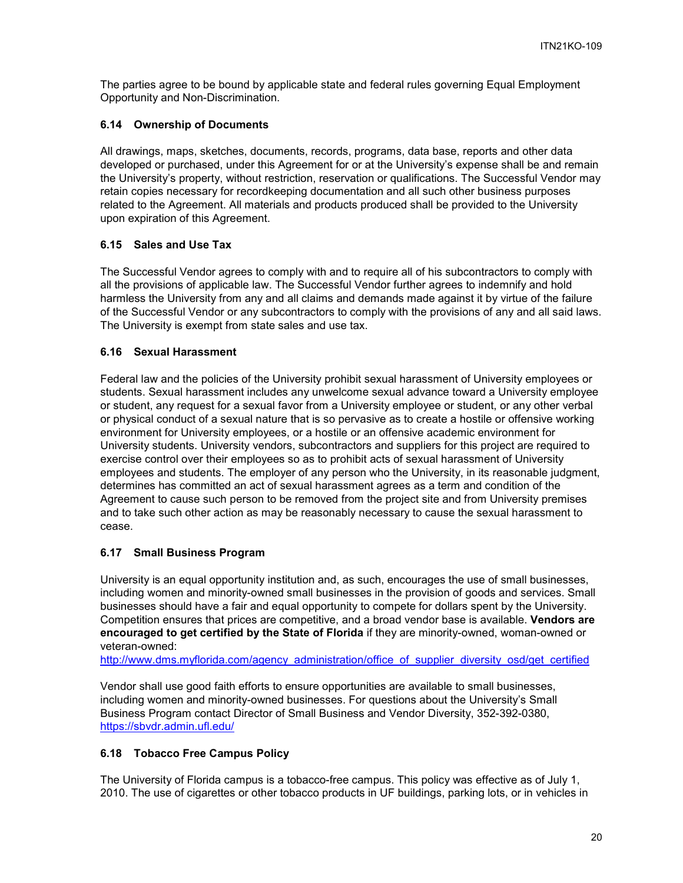The parties agree to be bound by applicable state and federal rules governing Equal Employment Opportunity and Non-Discrimination.

### 6.14 Ownership of Documents

All drawings, maps, sketches, documents, records, programs, data base, reports and other data developed or purchased, under this Agreement for or at the University's expense shall be and remain the University's property, without restriction, reservation or qualifications. The Successful Vendor may retain copies necessary for recordkeeping documentation and all such other business purposes related to the Agreement. All materials and products produced shall be provided to the University upon expiration of this Agreement.

### 6.15 Sales and Use Tax

The Successful Vendor agrees to comply with and to require all of his subcontractors to comply with all the provisions of applicable law. The Successful Vendor further agrees to indemnify and hold harmless the University from any and all claims and demands made against it by virtue of the failure of the Successful Vendor or any subcontractors to comply with the provisions of any and all said laws. The University is exempt from state sales and use tax.

### 6.16 Sexual Harassment

Federal law and the policies of the University prohibit sexual harassment of University employees or students. Sexual harassment includes any unwelcome sexual advance toward a University employee or student, any request for a sexual favor from a University employee or student, or any other verbal or physical conduct of a sexual nature that is so pervasive as to create a hostile or offensive working environment for University employees, or a hostile or an offensive academic environment for University students. University vendors, subcontractors and suppliers for this project are required to exercise control over their employees so as to prohibit acts of sexual harassment of University employees and students. The employer of any person who the University, in its reasonable judgment, determines has committed an act of sexual harassment agrees as a term and condition of the Agreement to cause such person to be removed from the project site and from University premises and to take such other action as may be reasonably necessary to cause the sexual harassment to cease.

### 6.17 Small Business Program

University is an equal opportunity institution and, as such, encourages the use of small businesses, including women and minority-owned small businesses in the provision of goods and services. Small businesses should have a fair and equal opportunity to compete for dollars spent by the University. Competition ensures that prices are competitive, and a broad vendor base is available. **Vendors are encouraged to get certified by the State of Florida** if they are minority-owned, woman-owned or veteran-owned:
http://www.dms.myflorida.com/agency_administration/office_of_supplier_diversity_osd/get_certified

Vendor shall use good faith efforts to ensure opportunities are available to small businesses, including women and minority-owned businesses. For questions about the University's Small Business Program contact Director of Small Business and Vendor Diversity, 352-392-0380, https://sbvdr.admin.ufl.edu/

### 6.18 Tobacco Free Campus Policy

The University of Florida campus is a tobacco-free campus. This policy was effective as of July 1, 2010. The use of cigarettes or other tobacco products in UF buildings, parking lots, or in vehicles in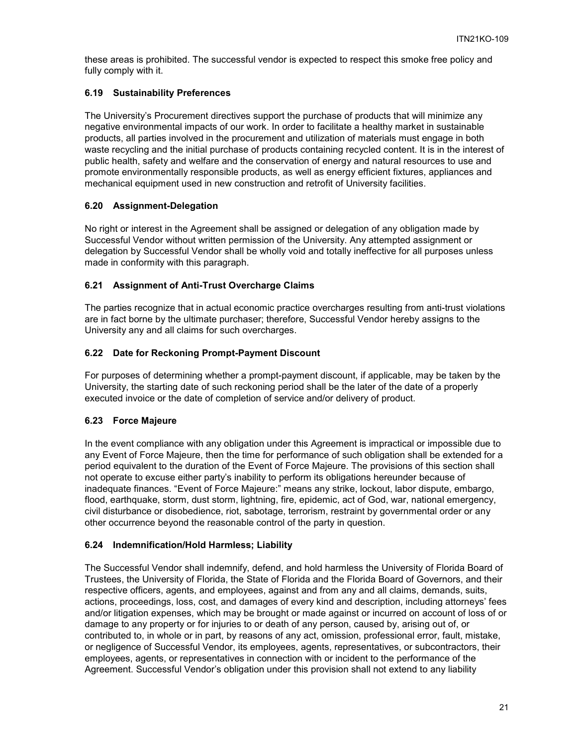these areas is prohibited. The successful vendor is expected to respect this smoke free policy and fully comply with it.

### 6.19 Sustainability Preferences

The University's Procurement directives support the purchase of products that will minimize any negative environmental impacts of our work. In order to facilitate a healthy market in sustainable products, all parties involved in the procurement and utilization of materials must engage in both waste recycling and the initial purchase of products containing recycled content. It is in the interest of public health, safety and welfare and the conservation of energy and natural resources to use and promote environmentally responsible products, as well as energy efficient fixtures, appliances and mechanical equipment used in new construction and retrofit of University facilities.

### 6.20 Assignment-Delegation

No right or interest in the Agreement shall be assigned or delegation of any obligation made by Successful Vendor without written permission of the University. Any attempted assignment or delegation by Successful Vendor shall be wholly void and totally ineffective for all purposes unless made in conformity with this paragraph.

### 6.21 Assignment of Anti-Trust Overcharge Claims

The parties recognize that in actual economic practice overcharges resulting from anti-trust violations are in fact borne by the ultimate purchaser; therefore, Successful Vendor hereby assigns to the University any and all claims for such overcharges.

### 6.22 Date for Reckoning Prompt-Payment Discount

For purposes of determining whether a prompt-payment discount, if applicable, may be taken by the University, the starting date of such reckoning period shall be the later of the date of a properly executed invoice or the date of completion of service and/or delivery of product.

### 6.23 Force Majeure

In the event compliance with any obligation under this Agreement is impractical or impossible due to any Event of Force Majeure, then the time for performance of such obligation shall be extended for a period equivalent to the duration of the Event of Force Majeure. The provisions of this section shall not operate to excuse either party's inability to perform its obligations hereunder because of inadequate finances. "Event of Force Majeure:" means any strike, lockout, labor dispute, embargo, flood, earthquake, storm, dust storm, lightning, fire, epidemic, act of God, war, national emergency, civil disturbance or disobedience, riot, sabotage, terrorism, restraint by governmental order or any other occurrence beyond the reasonable control of the party in question.

### 6.24 Indemnification/Hold Harmless; Liability

The Successful Vendor shall indemnify, defend, and hold harmless the University of Florida Board of Trustees, the University of Florida, the State of Florida and the Florida Board of Governors, and their respective officers, agents, and employees, against and from any and all claims, demands, suits, actions, proceedings, loss, cost, and damages of every kind and description, including attorneys' fees and/or litigation expenses, which may be brought or made against or incurred on account of loss of or damage to any property or for injuries to or death of any person, caused by, arising out of, or contributed to, in whole or in part, by reasons of any act, omission, professional error, fault, mistake, or negligence of Successful Vendor, its employees, agents, representatives, or subcontractors, their employees, agents, or representatives in connection with or incident to the performance of the Agreement. Successful Vendor's obligation under this provision shall not extend to any liability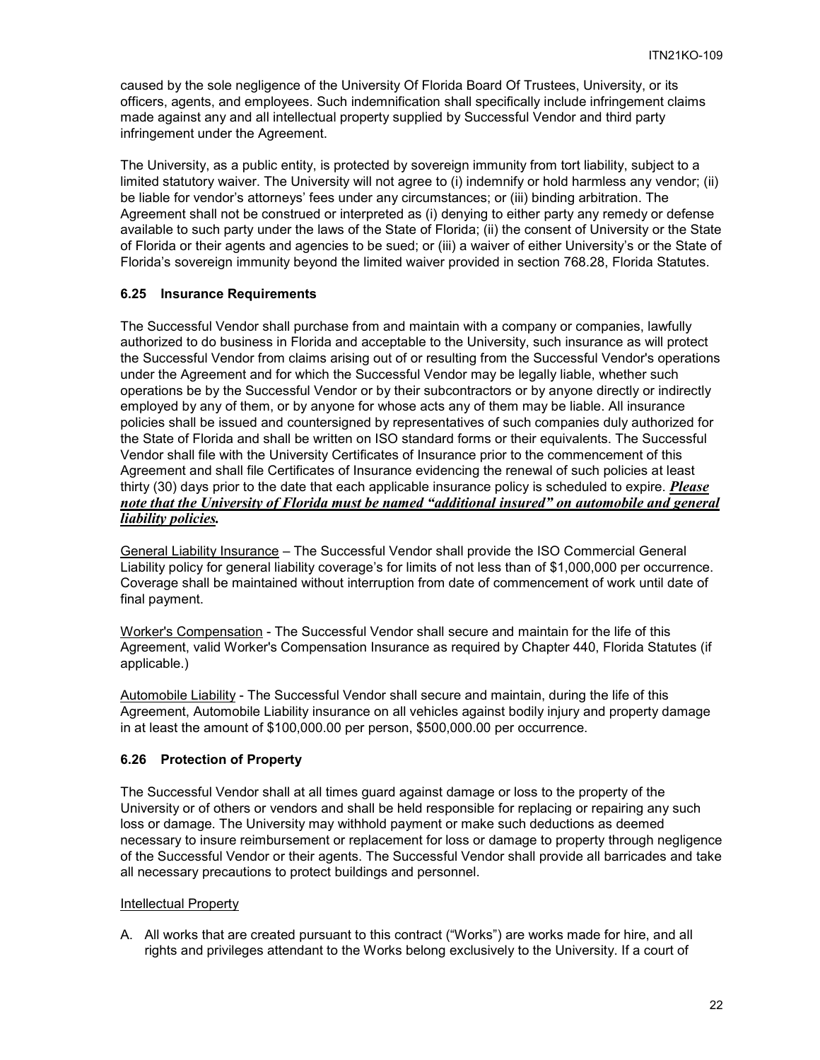caused by the sole negligence of the University Of Florida Board Of Trustees, University, or its officers, agents, and employees. Such indemnification shall specifically include infringement claims made against any and all intellectual property supplied by Successful Vendor and third party infringement under the Agreement.

The University, as a public entity, is protected by sovereign immunity from tort liability, subject to a limited statutory waiver. The University will not agree to (i) indemnify or hold harmless any vendor; (ii) be liable for vendor's attorneys' fees under any circumstances; or (iii) binding arbitration. The Agreement shall not be construed or interpreted as (i) denying to either party any remedy or defense available to such party under the laws of the State of Florida; (ii) the consent of University or the State of Florida or their agents and agencies to be sued; or (iii) a waiver of either University's or the State of Florida's sovereign immunity beyond the limited waiver provided in section 768.28, Florida Statutes.

### 6.25 Insurance Requirements

The Successful Vendor shall purchase from and maintain with a company or companies, lawfully authorized to do business in Florida and acceptable to the University, such insurance as will protect the Successful Vendor from claims arising out of or resulting from the Successful Vendor's operations under the Agreement and for which the Successful Vendor may be legally liable, whether such operations be by the Successful Vendor or by their subcontractors or by anyone directly or indirectly employed by any of them, or by anyone for whose acts any of them may be liable. All insurance policies shall be issued and countersigned by representatives of such companies duly authorized for the State of Florida and shall be written on ISO standard forms or their equivalents. The Successful Vendor shall file with the University Certificates of Insurance prior to the commencement of this Agreement and shall file Certificates of Insurance evidencing the renewal of such policies at least thirty (30) days prior to the date that each applicable insurance policy is scheduled to expire. ***Please note that the University of Florida must be named "additional insured" on automobile and general liability policies.***

General Liability Insurance – The Successful Vendor shall provide the ISO Commercial General Liability policy for general liability coverage's for limits of not less than of $1,000,000 per occurrence. Coverage shall be maintained without interruption from date of commencement of work until date of final payment.

Worker's Compensation - The Successful Vendor shall secure and maintain for the life of this Agreement, valid Worker's Compensation Insurance as required by Chapter 440, Florida Statutes (if applicable.)

Automobile Liability - The Successful Vendor shall secure and maintain, during the life of this Agreement, Automobile Liability insurance on all vehicles against bodily injury and property damage in at least the amount of $100,000.00 per person, $500,000.00 per occurrence.

### 6.26 Protection of Property

The Successful Vendor shall at all times guard against damage or loss to the property of the University or of others or vendors and shall be held responsible for replacing or repairing any such loss or damage. The University may withhold payment or make such deductions as deemed necessary to insure reimbursement or replacement for loss or damage to property through negligence of the Successful Vendor or their agents. The Successful Vendor shall provide all barricades and take all necessary precautions to protect buildings and personnel.

Intellectual Property

A. All works that are created pursuant to this contract ("Works") are works made for hire, and all rights and privileges attendant to the Works belong exclusively to the University. If a court of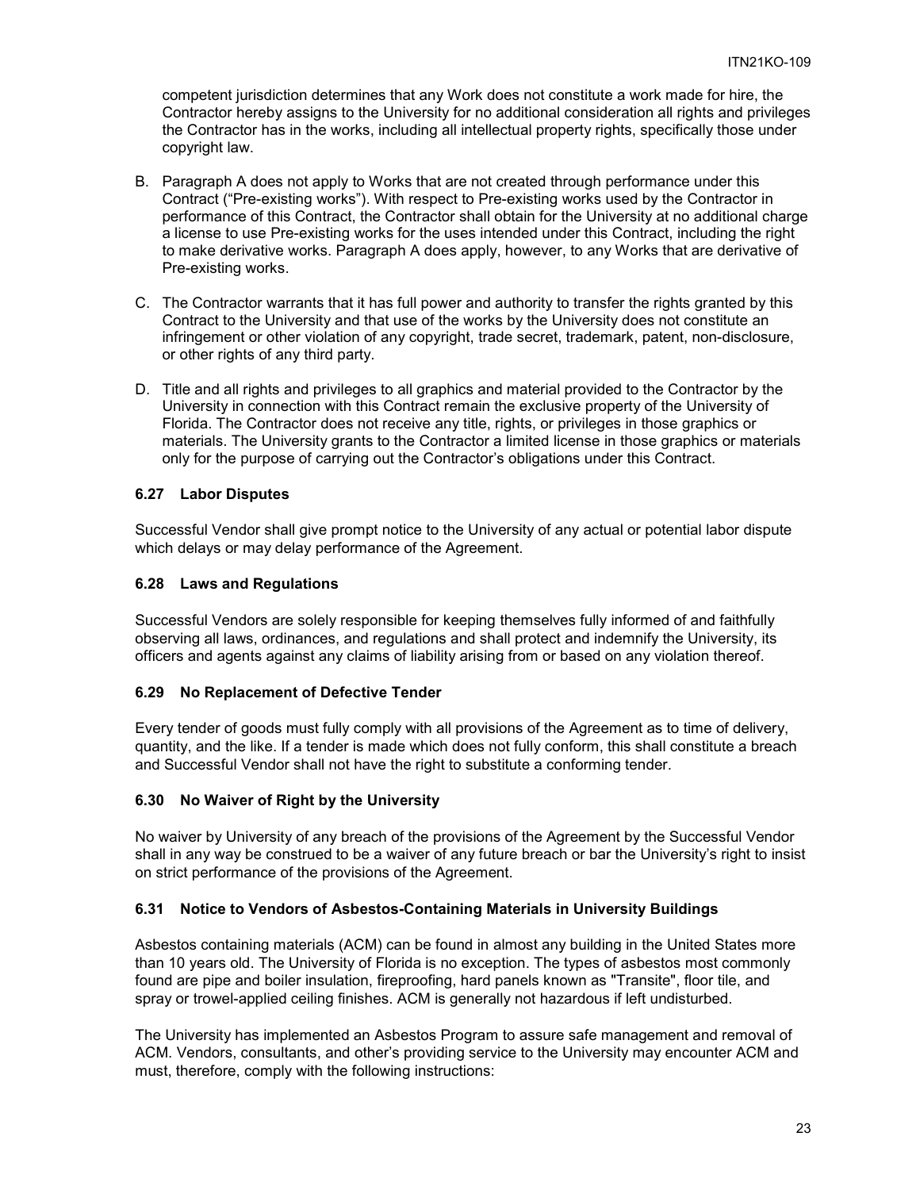competent jurisdiction determines that any Work does not constitute a work made for hire, the Contractor hereby assigns to the University for no additional consideration all rights and privileges the Contractor has in the works, including all intellectual property rights, specifically those under copyright law.

B. Paragraph A does not apply to Works that are not created through performance under this Contract ("Pre-existing works"). With respect to Pre-existing works used by the Contractor in performance of this Contract, the Contractor shall obtain for the University at no additional charge a license to use Pre-existing works for the uses intended under this Contract, including the right to make derivative works. Paragraph A does apply, however, to any Works that are derivative of Pre-existing works.

C. The Contractor warrants that it has full power and authority to transfer the rights granted by this Contract to the University and that use of the works by the University does not constitute an infringement or other violation of any copyright, trade secret, trademark, patent, non-disclosure, or other rights of any third party.

D. Title and all rights and privileges to all graphics and material provided to the Contractor by the University in connection with this Contract remain the exclusive property of the University of Florida. The Contractor does not receive any title, rights, or privileges in those graphics or materials. The University grants to the Contractor a limited license in those graphics or materials only for the purpose of carrying out the Contractor's obligations under this Contract.

### 6.27 Labor Disputes

Successful Vendor shall give prompt notice to the University of any actual or potential labor dispute which delays or may delay performance of the Agreement.

### 6.28 Laws and Regulations

Successful Vendors are solely responsible for keeping themselves fully informed of and faithfully observing all laws, ordinances, and regulations and shall protect and indemnify the University, its officers and agents against any claims of liability arising from or based on any violation thereof.

### 6.29 No Replacement of Defective Tender

Every tender of goods must fully comply with all provisions of the Agreement as to time of delivery, quantity, and the like. If a tender is made which does not fully conform, this shall constitute a breach and Successful Vendor shall not have the right to substitute a conforming tender.

### 6.30 No Waiver of Right by the University

No waiver by University of any breach of the provisions of the Agreement by the Successful Vendor shall in any way be construed to be a waiver of any future breach or bar the University's right to insist on strict performance of the provisions of the Agreement.

### 6.31 Notice to Vendors of Asbestos-Containing Materials in University Buildings

Asbestos containing materials (ACM) can be found in almost any building in the United States more than 10 years old. The University of Florida is no exception. The types of asbestos most commonly found are pipe and boiler insulation, fireproofing, hard panels known as "Transite", floor tile, and spray or trowel-applied ceiling finishes. ACM is generally not hazardous if left undisturbed.

The University has implemented an Asbestos Program to assure safe management and removal of ACM. Vendors, consultants, and other's providing service to the University may encounter ACM and must, therefore, comply with the following instructions: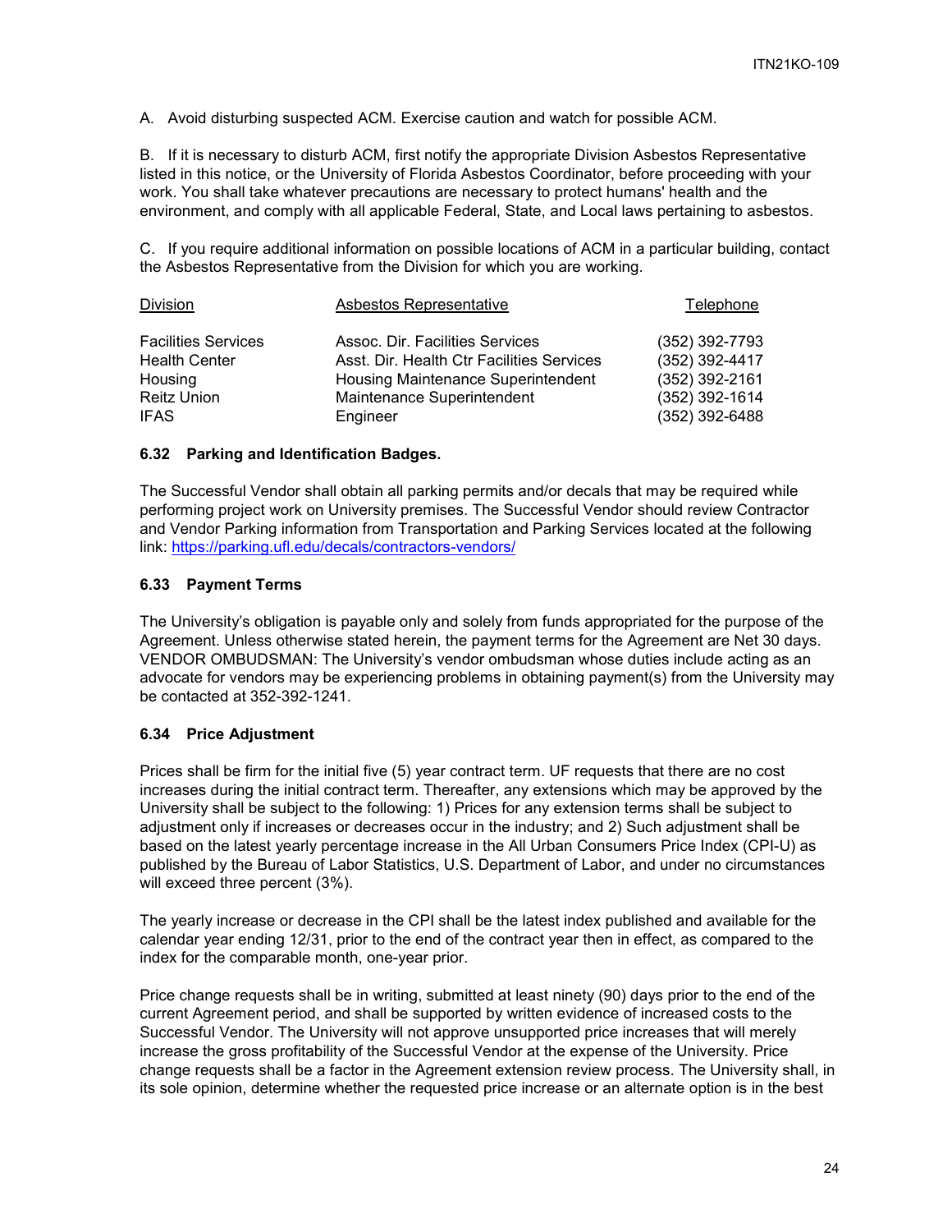A. Avoid disturbing suspected ACM. Exercise caution and watch for possible ACM.

B. If it is necessary to disturb ACM, first notify the appropriate Division Asbestos Representative listed in this notice, or the University of Florida Asbestos Coordinator, before proceeding with your work. You shall take whatever precautions are necessary to protect humans' health and the environment, and comply with all applicable Federal, State, and Local laws pertaining to asbestos.

C. If you require additional information on possible locations of ACM in a particular building, contact the Asbestos Representative from the Division for which you are working.

| Division | Asbestos Representative | Telephone |
| --- | --- | --- |
| Facilities Services | Assoc. Dir. Facilities Services | (352) 392-7793 |
| Health Center | Asst. Dir. Health Ctr Facilities Services | (352) 392-4417 |
| Housing | Housing Maintenance Superintendent | (352) 392-2161 |
| Reitz Union | Maintenance Superintendent | (352) 392-1614 |
| IFAS | Engineer | (352) 392-6488 |

### 6.32 Parking and Identification Badges.

The Successful Vendor shall obtain all parking permits and/or decals that may be required while performing project work on University premises. The Successful Vendor should review Contractor and Vendor Parking information from Transportation and Parking Services located at the following link: [https://parking.ufl.edu/decals/contractors-vendors/](https://parking.ufl.edu/decals/contractors-vendors/)

### 6.33 Payment Terms

The University's obligation is payable only and solely from funds appropriated for the purpose of the Agreement. Unless otherwise stated herein, the payment terms for the Agreement are Net 30 days. VENDOR OMBUDSMAN: The University's vendor ombudsman whose duties include acting as an advocate for vendors may be experiencing problems in obtaining payment(s) from the University may be contacted at 352-392-1241.

### 6.34 Price Adjustment

Prices shall be firm for the initial five (5) year contract term. UF requests that there are no cost increases during the initial contract term. Thereafter, any extensions which may be approved by the University shall be subject to the following: 1) Prices for any extension terms shall be subject to adjustment only if increases or decreases occur in the industry; and 2) Such adjustment shall be based on the latest yearly percentage increase in the All Urban Consumers Price Index (CPI-U) as published by the Bureau of Labor Statistics, U.S. Department of Labor, and under no circumstances will exceed three percent (3%).

The yearly increase or decrease in the CPI shall be the latest index published and available for the calendar year ending 12/31, prior to the end of the contract year then in effect, as compared to the index for the comparable month, one-year prior.

Price change requests shall be in writing, submitted at least ninety (90) days prior to the end of the current Agreement period, and shall be supported by written evidence of increased costs to the Successful Vendor. The University will not approve unsupported price increases that will merely increase the gross profitability of the Successful Vendor at the expense of the University. Price change requests shall be a factor in the Agreement extension review process. The University shall, in its sole opinion, determine whether the requested price increase or an alternate option is in the best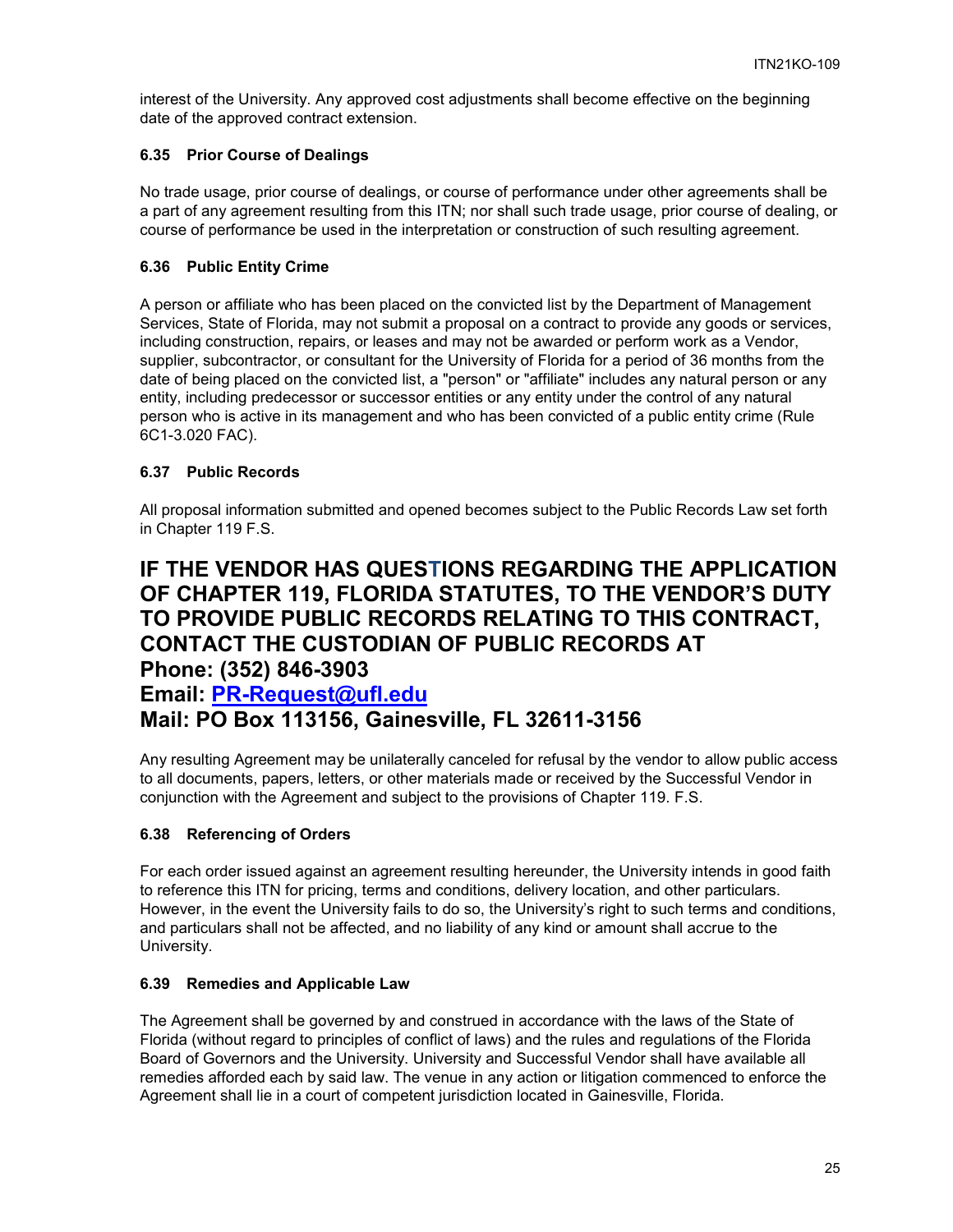interest of the University. Any approved cost adjustments shall become effective on the beginning date of the approved contract extension.

### 6.35 Prior Course of Dealings

No trade usage, prior course of dealings, or course of performance under other agreements shall be a part of any agreement resulting from this ITN; nor shall such trade usage, prior course of dealing, or course of performance be used in the interpretation or construction of such resulting agreement.

### 6.36 Public Entity Crime

A person or affiliate who has been placed on the convicted list by the Department of Management Services, State of Florida, may not submit a proposal on a contract to provide any goods or services, including construction, repairs, or leases and may not be awarded or perform work as a Vendor, supplier, subcontractor, or consultant for the University of Florida for a period of 36 months from the date of being placed on the convicted list, a "person" or "affiliate" includes any natural person or any entity, including predecessor or successor entities or any entity under the control of any natural person who is active in its management and who has been convicted of a public entity crime (Rule 6C1-3.020 FAC).

### 6.37 Public Records

All proposal information submitted and opened becomes subject to the Public Records Law set forth in Chapter 119 F.S.

## IF THE VENDOR HAS QUESTIONS REGARDING THE APPLICATION OF CHAPTER 119, FLORIDA STATUTES, TO THE VENDOR'S DUTY TO PROVIDE PUBLIC RECORDS RELATING TO THIS CONTRACT, CONTACT THE CUSTODIAN OF PUBLIC RECORDS AT

## Phone: (352) 846-3903

## Email: PR-Request@ufl.edu

## Mail: PO Box 113156, Gainesville, FL 32611-3156

Any resulting Agreement may be unilaterally canceled for refusal by the vendor to allow public access to all documents, papers, letters, or other materials made or received by the Successful Vendor in conjunction with the Agreement and subject to the provisions of Chapter 119. F.S.

### 6.38 Referencing of Orders

For each order issued against an agreement resulting hereunder, the University intends in good faith to reference this ITN for pricing, terms and conditions, delivery location, and other particulars. However, in the event the University fails to do so, the University's right to such terms and conditions, and particulars shall not be affected, and no liability of any kind or amount shall accrue to the University.

### 6.39 Remedies and Applicable Law

The Agreement shall be governed by and construed in accordance with the laws of the State of Florida (without regard to principles of conflict of laws) and the rules and regulations of the Florida Board of Governors and the University. University and Successful Vendor shall have available all remedies afforded each by said law. The venue in any action or litigation commenced to enforce the Agreement shall lie in a court of competent jurisdiction located in Gainesville, Florida.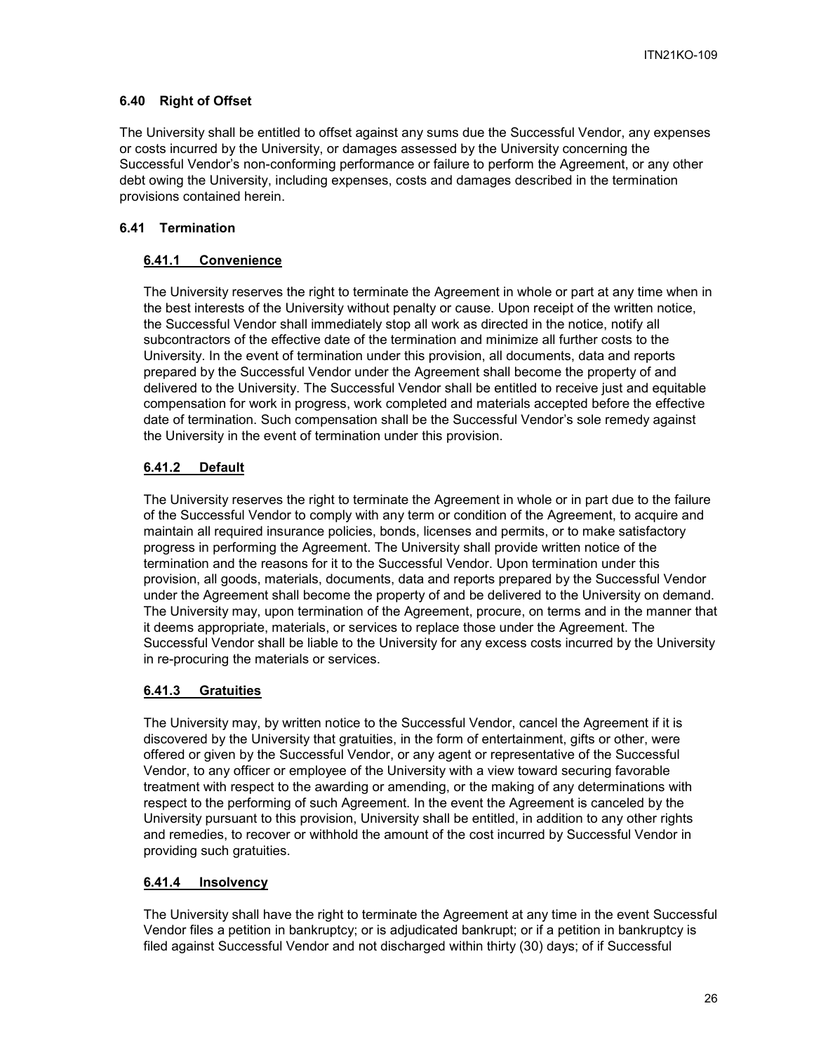### 6.40 Right of Offset

The University shall be entitled to offset against any sums due the Successful Vendor, any expenses or costs incurred by the University, or damages assessed by the University concerning the Successful Vendor's non-conforming performance or failure to perform the Agreement, or any other debt owing the University, including expenses, costs and damages described in the termination provisions contained herein.

### 6.41 Termination

#### 6.41.1 Convenience

The University reserves the right to terminate the Agreement in whole or part at any time when in the best interests of the University without penalty or cause. Upon receipt of the written notice, the Successful Vendor shall immediately stop all work as directed in the notice, notify all subcontractors of the effective date of the termination and minimize all further costs to the University. In the event of termination under this provision, all documents, data and reports prepared by the Successful Vendor under the Agreement shall become the property of and delivered to the University. The Successful Vendor shall be entitled to receive just and equitable compensation for work in progress, work completed and materials accepted before the effective date of termination. Such compensation shall be the Successful Vendor's sole remedy against the University in the event of termination under this provision.

#### 6.41.2 Default

The University reserves the right to terminate the Agreement in whole or in part due to the failure of the Successful Vendor to comply with any term or condition of the Agreement, to acquire and maintain all required insurance policies, bonds, licenses and permits, or to make satisfactory progress in performing the Agreement. The University shall provide written notice of the termination and the reasons for it to the Successful Vendor. Upon termination under this provision, all goods, materials, documents, data and reports prepared by the Successful Vendor under the Agreement shall become the property of and be delivered to the University on demand. The University may, upon termination of the Agreement, procure, on terms and in the manner that it deems appropriate, materials, or services to replace those under the Agreement. The Successful Vendor shall be liable to the University for any excess costs incurred by the University in re-procuring the materials or services.

#### 6.41.3 Gratuities

The University may, by written notice to the Successful Vendor, cancel the Agreement if it is discovered by the University that gratuities, in the form of entertainment, gifts or other, were offered or given by the Successful Vendor, or any agent or representative of the Successful Vendor, to any officer or employee of the University with a view toward securing favorable treatment with respect to the awarding or amending, or the making of any determinations with respect to the performing of such Agreement. In the event the Agreement is canceled by the University pursuant to this provision, University shall be entitled, in addition to any other rights and remedies, to recover or withhold the amount of the cost incurred by Successful Vendor in providing such gratuities.

#### 6.41.4 Insolvency

The University shall have the right to terminate the Agreement at any time in the event Successful Vendor files a petition in bankruptcy; or is adjudicated bankrupt; or if a petition in bankruptcy is filed against Successful Vendor and not discharged within thirty (30) days; of if Successful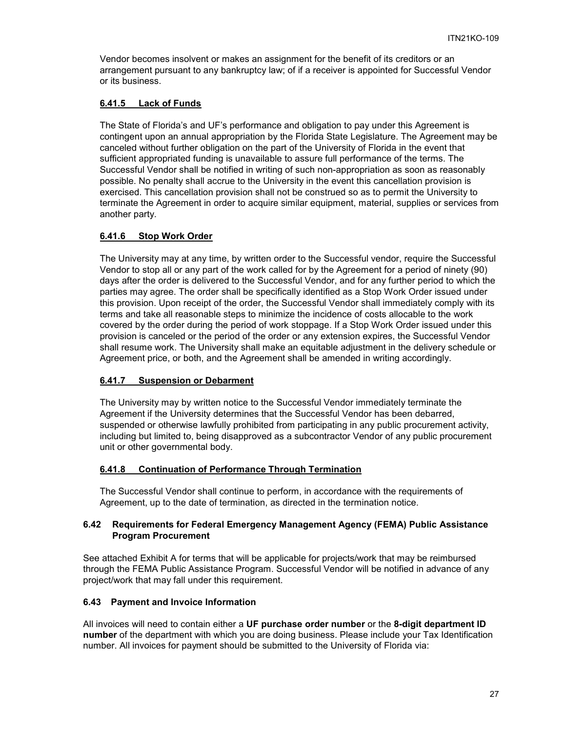Vendor becomes insolvent or makes an assignment for the benefit of its creditors or an arrangement pursuant to any bankruptcy law; of if a receiver is appointed for Successful Vendor or its business.

#### 6.41.5 Lack of Funds

The State of Florida's and UF's performance and obligation to pay under this Agreement is contingent upon an annual appropriation by the Florida State Legislature. The Agreement may be canceled without further obligation on the part of the University of Florida in the event that sufficient appropriated funding is unavailable to assure full performance of the terms. The Successful Vendor shall be notified in writing of such non-appropriation as soon as reasonably possible. No penalty shall accrue to the University in the event this cancellation provision is exercised. This cancellation provision shall not be construed so as to permit the University to terminate the Agreement in order to acquire similar equipment, material, supplies or services from another party.

#### 6.41.6 Stop Work Order

The University may at any time, by written order to the Successful vendor, require the Successful Vendor to stop all or any part of the work called for by the Agreement for a period of ninety (90) days after the order is delivered to the Successful Vendor, and for any further period to which the parties may agree. The order shall be specifically identified as a Stop Work Order issued under this provision. Upon receipt of the order, the Successful Vendor shall immediately comply with its terms and take all reasonable steps to minimize the incidence of costs allocable to the work covered by the order during the period of work stoppage. If a Stop Work Order issued under this provision is canceled or the period of the order or any extension expires, the Successful Vendor shall resume work. The University shall make an equitable adjustment in the delivery schedule or Agreement price, or both, and the Agreement shall be amended in writing accordingly.

#### 6.41.7 Suspension or Debarment

The University may by written notice to the Successful Vendor immediately terminate the Agreement if the University determines that the Successful Vendor has been debarred, suspended or otherwise lawfully prohibited from participating in any public procurement activity, including but limited to, being disapproved as a subcontractor Vendor of any public procurement unit or other governmental body.

#### 6.41.8 Continuation of Performance Through Termination

The Successful Vendor shall continue to perform, in accordance with the requirements of Agreement, up to the date of termination, as directed in the termination notice.

### 6.42 Requirements for Federal Emergency Management Agency (FEMA) Public Assistance Program Procurement

See attached Exhibit A for terms that will be applicable for projects/work that may be reimbursed through the FEMA Public Assistance Program. Successful Vendor will be notified in advance of any project/work that may fall under this requirement.

### 6.43 Payment and Invoice Information

All invoices will need to contain either a **UF purchase order number** or the **8-digit department ID number** of the department with which you are doing business. Please include your Tax Identification number. All invoices for payment should be submitted to the University of Florida via: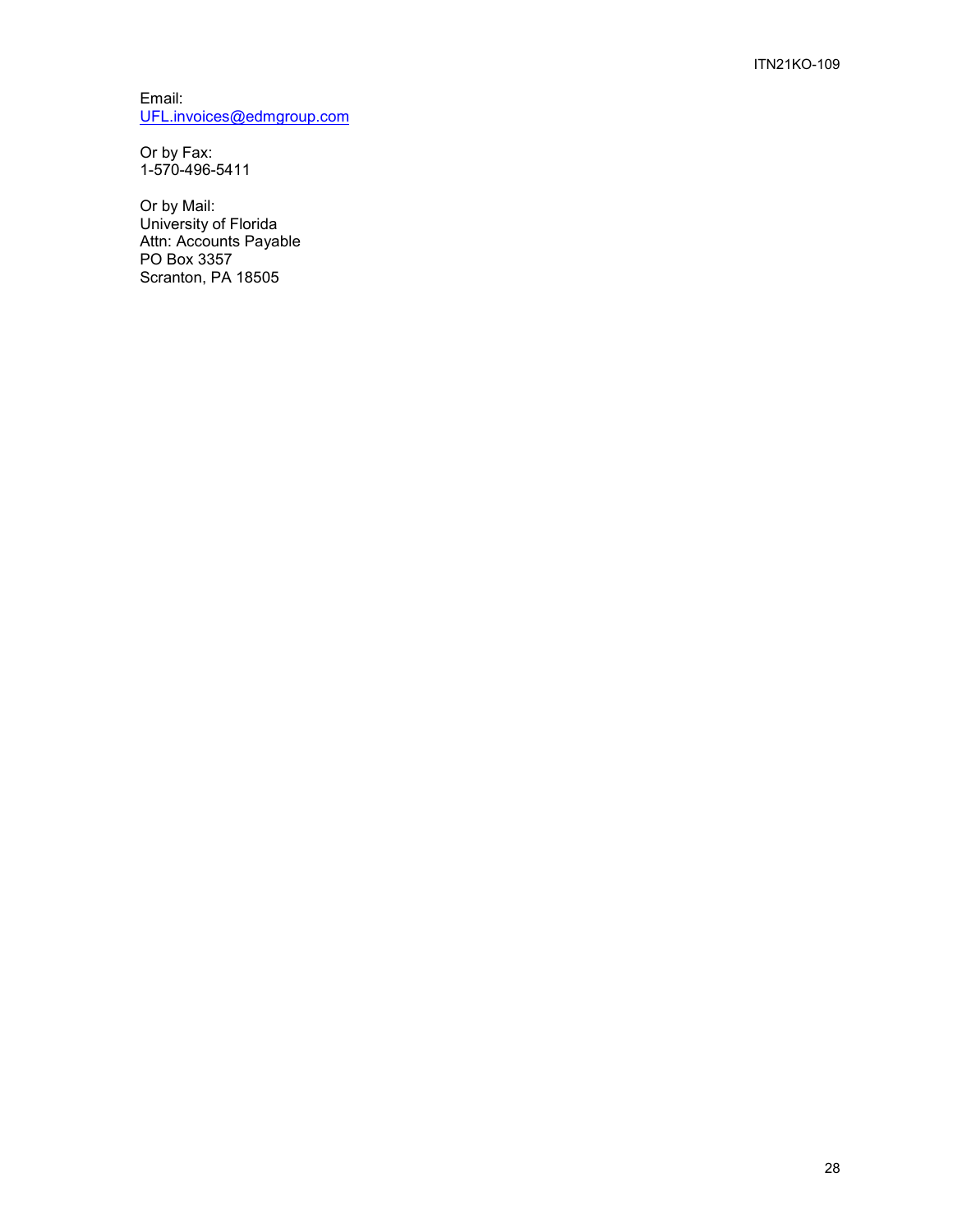Email:
UFL.invoices@edmgroup.com

Or by Fax:
1-570-496-5411

Or by Mail:
University of Florida
Attn: Accounts Payable
PO Box 3357
Scranton, PA 18505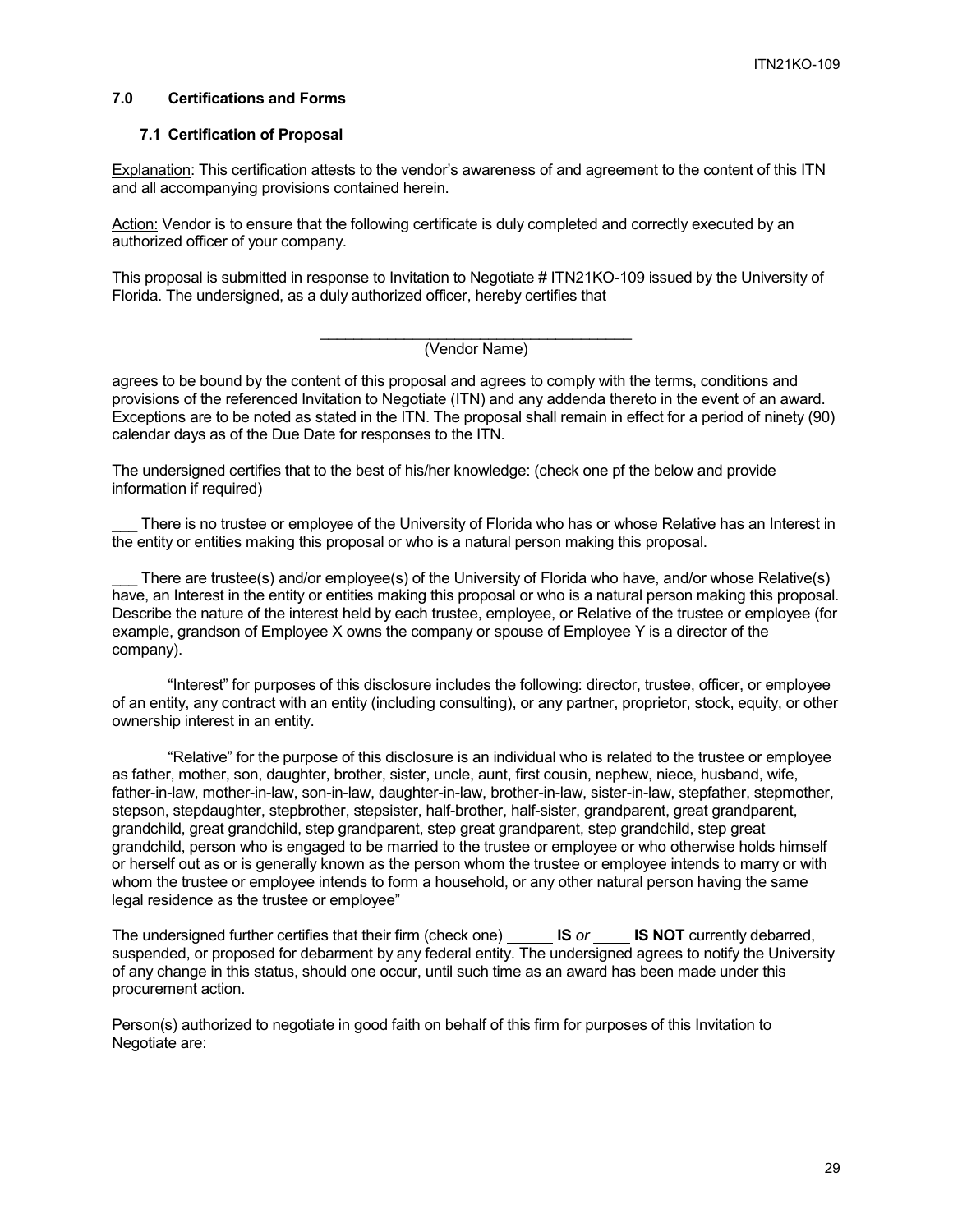## 7.0 Certifications and Forms

### 7.1 Certification of Proposal

<u>Explanation</u>: This certification attests to the vendor's awareness of and agreement to the content of this ITN and all accompanying provisions contained herein.

<u>Action:</u> Vendor is to ensure that the following certificate is duly completed and correctly executed by an authorized officer of your company.

This proposal is submitted in response to Invitation to Negotiate # ITN21KO-109 issued by the University of Florida. The undersigned, as a duly authorized officer, hereby certifies that

_______________________________________
(Vendor Name)

agrees to be bound by the content of this proposal and agrees to comply with the terms, conditions and provisions of the referenced Invitation to Negotiate (ITN) and any addenda thereto in the event of an award. Exceptions are to be noted as stated in the ITN. The proposal shall remain in effect for a period of ninety (90) calendar days as of the Due Date for responses to the ITN.

The undersigned certifies that to the best of his/her knowledge: (check one pf the below and provide information if required)

___ There is no trustee or employee of the University of Florida who has or whose Relative has an Interest in the entity or entities making this proposal or who is a natural person making this proposal.

___ There are trustee(s) and/or employee(s) of the University of Florida who have, and/or whose Relative(s) have, an Interest in the entity or entities making this proposal or who is a natural person making this proposal. Describe the nature of the interest held by each trustee, employee, or Relative of the trustee or employee (for example, grandson of Employee X owns the company or spouse of Employee Y is a director of the company).

"Interest" for purposes of this disclosure includes the following: director, trustee, officer, or employee of an entity, any contract with an entity (including consulting), or any partner, proprietor, stock, equity, or other ownership interest in an entity.

"Relative" for the purpose of this disclosure is an individual who is related to the trustee or employee as father, mother, son, daughter, brother, sister, uncle, aunt, first cousin, nephew, niece, husband, wife, father-in-law, mother-in-law, son-in-law, daughter-in-law, brother-in-law, sister-in-law, stepfather, stepmother, stepson, stepdaughter, stepbrother, stepsister, half-brother, half-sister, grandparent, great grandparent, grandchild, great grandchild, step grandparent, step great grandparent, step grandchild, step great grandchild, person who is engaged to be married to the trustee or employee or who otherwise holds himself or herself out as or is generally known as the person whom the trustee or employee intends to marry or with whom the trustee or employee intends to form a household, or any other natural person having the same legal residence as the trustee or employee"

The undersigned further certifies that their firm (check one) ______ **IS** *or* _____ **IS NOT** currently debarred, suspended, or proposed for debarment by any federal entity. The undersigned agrees to notify the University of any change in this status, should one occur, until such time as an award has been made under this procurement action.

Person(s) authorized to negotiate in good faith on behalf of this firm for purposes of this Invitation to Negotiate are: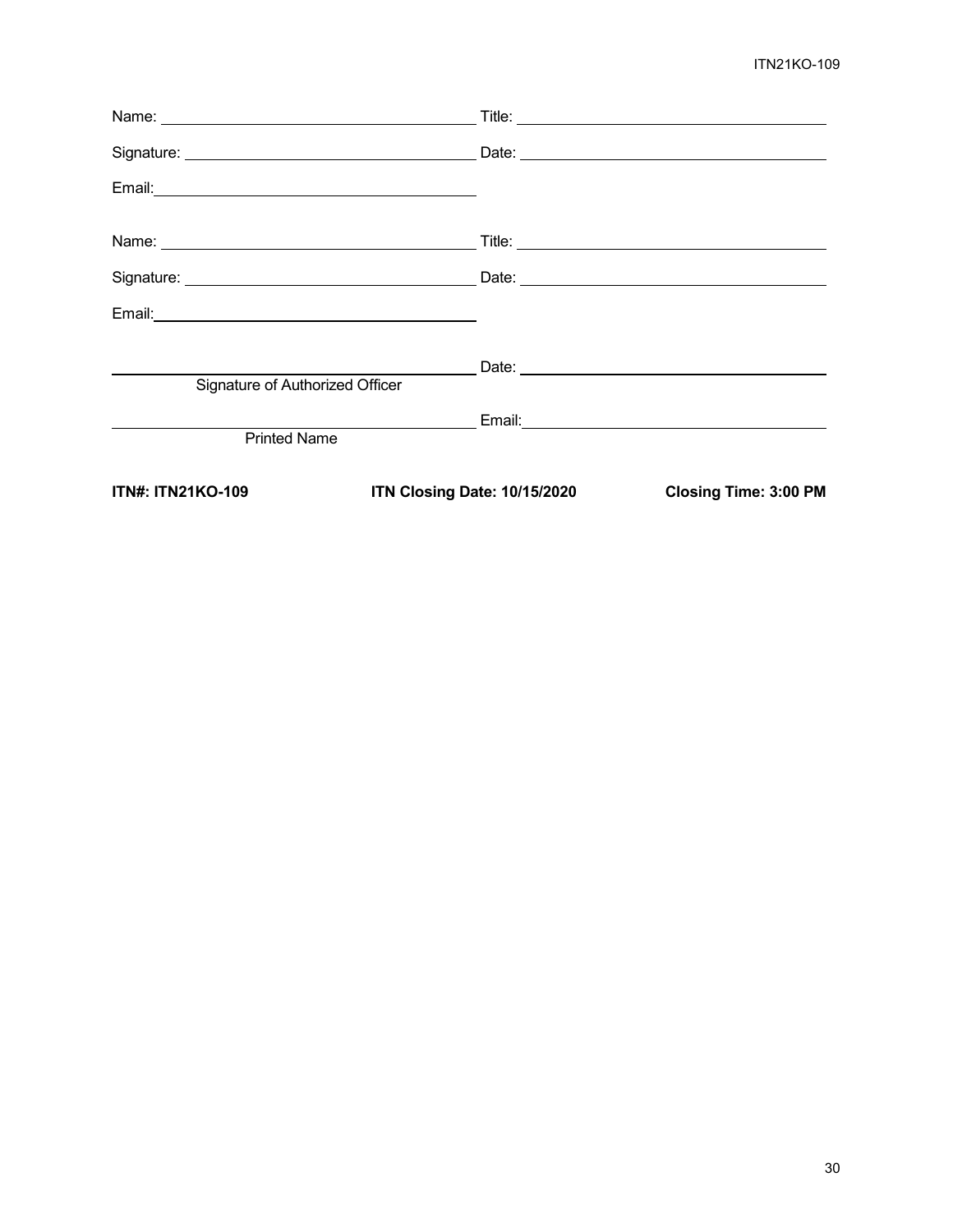Name: \_\_\_\_\_\_\_\_\_\_\_\_\_\_\_\_\_\_\_\_\_\_\_\_\_\_\_\_\_\_\_\_ Title: \_\_\_\_\_\_\_\_\_\_\_\_\_\_\_\_\_\_\_\_\_\_\_\_\_\_\_\_\_\_\_\_

Signature: \_\_\_\_\_\_\_\_\_\_\_\_\_\_\_\_\_\_\_\_\_\_\_\_\_\_\_\_\_\_ Date: \_\_\_\_\_\_\_\_\_\_\_\_\_\_\_\_\_\_\_\_\_\_\_\_\_\_\_\_\_\_\_\_

Email: \_\_\_\_\_\_\_\_\_\_\_\_\_\_\_\_\_\_\_\_\_\_\_\_\_\_\_\_\_\_\_\_

Name: \_\_\_\_\_\_\_\_\_\_\_\_\_\_\_\_\_\_\_\_\_\_\_\_\_\_\_\_\_\_\_\_ Title: \_\_\_\_\_\_\_\_\_\_\_\_\_\_\_\_\_\_\_\_\_\_\_\_\_\_\_\_\_\_\_\_

Signature: \_\_\_\_\_\_\_\_\_\_\_\_\_\_\_\_\_\_\_\_\_\_\_\_\_\_\_\_\_\_ Date: \_\_\_\_\_\_\_\_\_\_\_\_\_\_\_\_\_\_\_\_\_\_\_\_\_\_\_\_\_\_\_\_

Email: \_\_\_\_\_\_\_\_\_\_\_\_\_\_\_\_\_\_\_\_\_\_\_\_\_\_\_\_\_\_\_\_

\_\_\_\_\_\_\_\_\_\_\_\_\_\_\_\_\_\_\_\_\_\_\_\_\_\_\_\_\_\_\_\_\_\_\_\_\_\_ Date: \_\_\_\_\_\_\_\_\_\_\_\_\_\_\_\_\_\_\_\_\_\_\_\_\_\_\_\_\_\_\_\_
Signature of Authorized Officer

\_\_\_\_\_\_\_\_\_\_\_\_\_\_\_\_\_\_\_\_\_\_\_\_\_\_\_\_\_\_\_\_\_\_\_\_\_\_ Email: \_\_\_\_\_\_\_\_\_\_\_\_\_\_\_\_\_\_\_\_\_\_\_\_\_\_\_\_\_\_\_\_
Printed Name

**ITN#: ITN21KO-109** **ITN Closing Date: 10/15/2020** **Closing Time: 3:00 PM**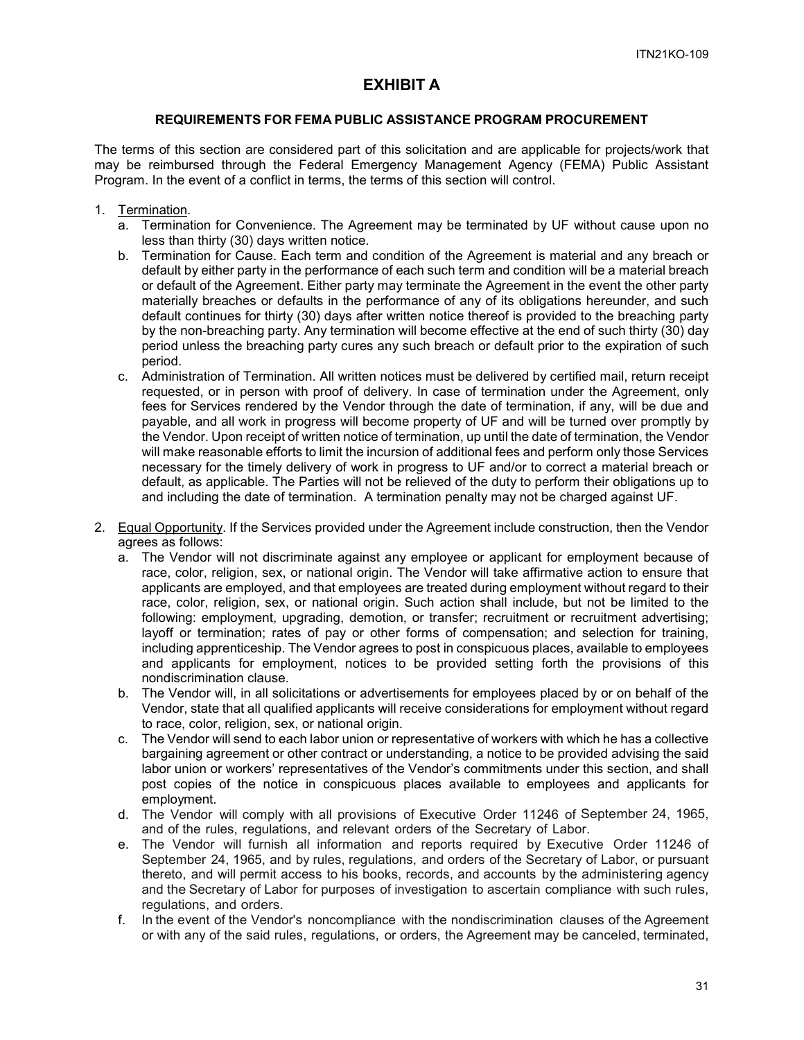# EXHIBIT A

### REQUIREMENTS FOR FEMA PUBLIC ASSISTANCE PROGRAM PROCUREMENT

The terms of this section are considered part of this solicitation and are applicable for projects/work that may be reimbursed through the Federal Emergency Management Agency (FEMA) Public Assistant Program. In the event of a conflict in terms, the terms of this section will control.

1. <u>Termination</u>.
   a. Termination for Convenience. The Agreement may be terminated by UF without cause upon no less than thirty (30) days written notice.
   b. Termination for Cause. Each term and condition of the Agreement is material and any breach or default by either party in the performance of each such term and condition will be a material breach or default of the Agreement. Either party may terminate the Agreement in the event the other party materially breaches or defaults in the performance of any of its obligations hereunder, and such default continues for thirty (30) days after written notice thereof is provided to the breaching party by the non-breaching party. Any termination will become effective at the end of such thirty (30) day period unless the breaching party cures any such breach or default prior to the expiration of such period.
   c. Administration of Termination. All written notices must be delivered by certified mail, return receipt requested, or in person with proof of delivery. In case of termination under the Agreement, only fees for Services rendered by the Vendor through the date of termination, if any, will be due and payable, and all work in progress will become property of UF and will be turned over promptly by the Vendor. Upon receipt of written notice of termination, up until the date of termination, the Vendor will make reasonable efforts to limit the incursion of additional fees and perform only those Services necessary for the timely delivery of work in progress to UF and/or to correct a material breach or default, as applicable. The Parties will not be relieved of the duty to perform their obligations up to and including the date of termination. A termination penalty may not be charged against UF.

2. <u>Equal Opportunity</u>. If the Services provided under the Agreement include construction, then the Vendor agrees as follows:
   a. The Vendor will not discriminate against any employee or applicant for employment because of race, color, religion, sex, or national origin. The Vendor will take affirmative action to ensure that applicants are employed, and that employees are treated during employment without regard to their race, color, religion, sex, or national origin. Such action shall include, but not be limited to the following: employment, upgrading, demotion, or transfer; recruitment or recruitment advertising; layoff or termination; rates of pay or other forms of compensation; and selection for training, including apprenticeship. The Vendor agrees to post in conspicuous places, available to employees and applicants for employment, notices to be provided setting forth the provisions of this nondiscrimination clause.
   b. The Vendor will, in all solicitations or advertisements for employees placed by or on behalf of the Vendor, state that all qualified applicants will receive considerations for employment without regard to race, color, religion, sex, or national origin.
   c. The Vendor will send to each labor union or representative of workers with which he has a collective bargaining agreement or other contract or understanding, a notice to be provided advising the said labor union or workers' representatives of the Vendor's commitments under this section, and shall post copies of the notice in conspicuous places available to employees and applicants for employment.
   d. The Vendor will comply with all provisions of Executive Order 11246 of September 24, 1965, and of the rules, regulations, and relevant orders of the Secretary of Labor.
   e. The Vendor will furnish all information and reports required by Executive Order 11246 of September 24, 1965, and by rules, regulations, and orders of the Secretary of Labor, or pursuant thereto, and will permit access to his books, records, and accounts by the administering agency and the Secretary of Labor for purposes of investigation to ascertain compliance with such rules, regulations, and orders.
   f. In the event of the Vendor's noncompliance with the nondiscrimination clauses of the Agreement or with any of the said rules, regulations, or orders, the Agreement may be canceled, terminated,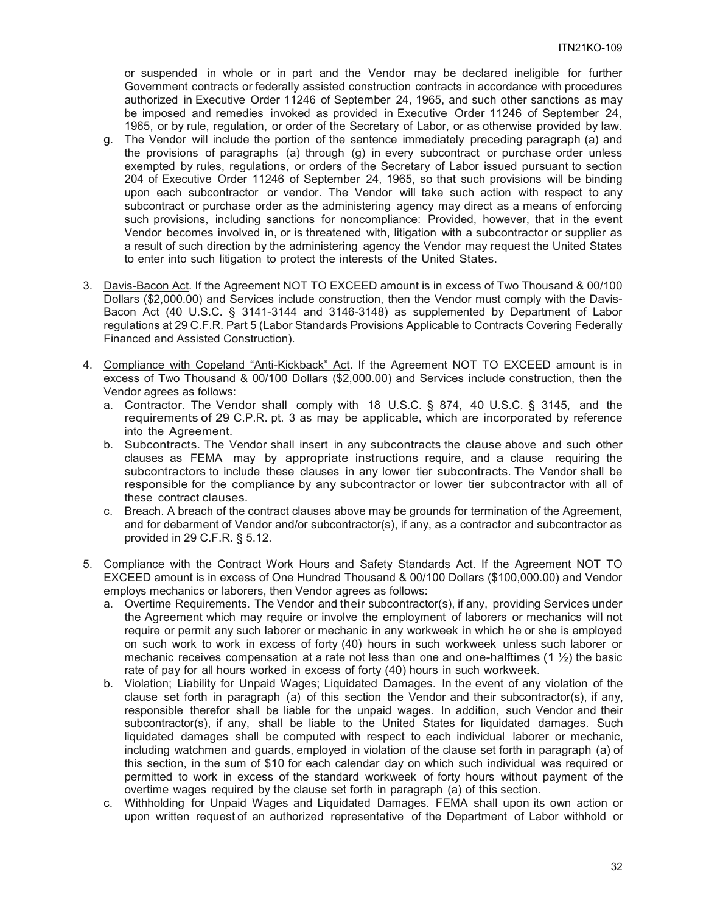or suspended in whole or in part and the Vendor may be declared ineligible for further Government contracts or federally assisted construction contracts in accordance with procedures authorized in Executive Order 11246 of September 24, 1965, and such other sanctions as may be imposed and remedies invoked as provided in Executive Order 11246 of September 24, 1965, or by rule, regulation, or order of the Secretary of Labor, or as otherwise provided by law.

g. The Vendor will include the portion of the sentence immediately preceding paragraph (a) and the provisions of paragraphs (a) through (g) in every subcontract or purchase order unless exempted by rules, regulations, or orders of the Secretary of Labor issued pursuant to section 204 of Executive Order 11246 of September 24, 1965, so that such provisions will be binding upon each subcontractor or vendor. The Vendor will take such action with respect to any subcontract or purchase order as the administering agency may direct as a means of enforcing such provisions, including sanctions for noncompliance: Provided, however, that in the event Vendor becomes involved in, or is threatened with, litigation with a subcontractor or supplier as a result of such direction by the administering agency the Vendor may request the United States to enter into such litigation to protect the interests of the United States.

3. <u>Davis-Bacon Act</u>. If the Agreement NOT TO EXCEED amount is in excess of Two Thousand & 00/100 Dollars ($2,000.00) and Services include construction, then the Vendor must comply with the Davis-Bacon Act (40 U.S.C. § 3141-3144 and 3146-3148) as supplemented by Department of Labor regulations at 29 C.F.R. Part 5 (Labor Standards Provisions Applicable to Contracts Covering Federally Financed and Assisted Construction).

4. <u>Compliance with Copeland "Anti-Kickback" Act</u>. If the Agreement NOT TO EXCEED amount is in excess of Two Thousand & 00/100 Dollars ($2,000.00) and Services include construction, then the Vendor agrees as follows:
   a. Contractor. The Vendor shall comply with 18 U.S.C. § 874, 40 U.S.C. § 3145, and the requirements of 29 C.P.R. pt. 3 as may be applicable, which are incorporated by reference into the Agreement.
   b. Subcontracts. The Vendor shall insert in any subcontracts the clause above and such other clauses as FEMA may by appropriate instructions require, and a clause requiring the subcontractors to include these clauses in any lower tier subcontracts. The Vendor shall be responsible for the compliance by any subcontractor or lower tier subcontractor with all of these contract clauses.
   c. Breach. A breach of the contract clauses above may be grounds for termination of the Agreement, and for debarment of Vendor and/or subcontractor(s), if any, as a contractor and subcontractor as provided in 29 C.F.R. § 5.12.

5. <u>Compliance with the Contract Work Hours and Safety Standards Act</u>. If the Agreement NOT TO EXCEED amount is in excess of One Hundred Thousand & 00/100 Dollars ($100,000.00) and Vendor employs mechanics or laborers, then Vendor agrees as follows:
   a. Overtime Requirements. The Vendor and their subcontractor(s), if any, providing Services under the Agreement which may require or involve the employment of laborers or mechanics will not require or permit any such laborer or mechanic in any workweek in which he or she is employed on such work to work in excess of forty (40) hours in such workweek unless such laborer or mechanic receives compensation at a rate not less than one and one-halftimes (1 ½) the basic rate of pay for all hours worked in excess of forty (40) hours in such workweek.
   b. Violation; Liability for Unpaid Wages; Liquidated Damages. In the event of any violation of the clause set forth in paragraph (a) of this section the Vendor and their subcontractor(s), if any, responsible therefor shall be liable for the unpaid wages. In addition, such Vendor and their subcontractor(s), if any, shall be liable to the United States for liquidated damages. Such liquidated damages shall be computed with respect to each individual laborer or mechanic, including watchmen and guards, employed in violation of the clause set forth in paragraph (a) of this section, in the sum of $10 for each calendar day on which such individual was required or permitted to work in excess of the standard workweek of forty hours without payment of the overtime wages required by the clause set forth in paragraph (a) of this section.
   c. Withholding for Unpaid Wages and Liquidated Damages. FEMA shall upon its own action or upon written request of an authorized representative of the Department of Labor withhold or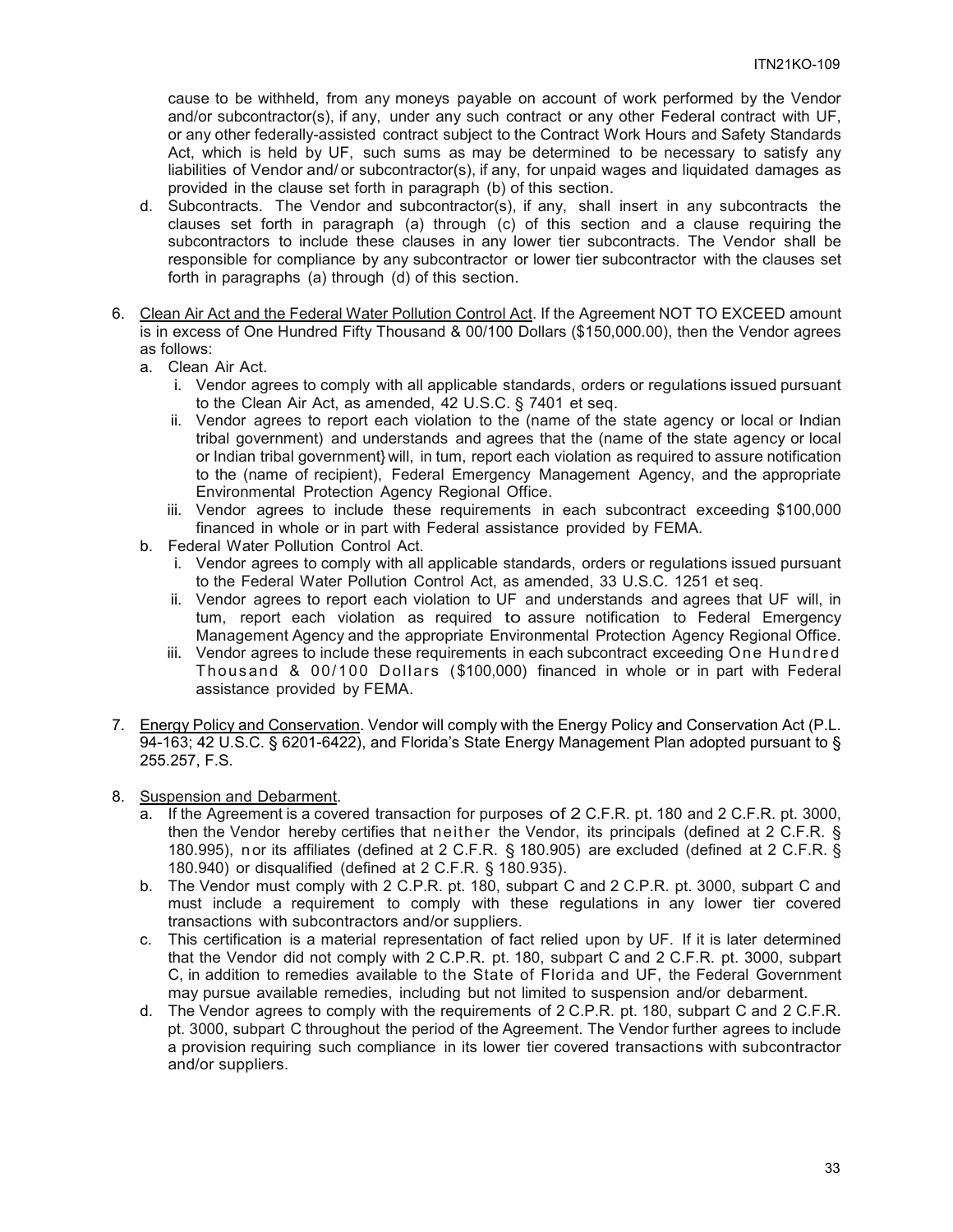cause to be withheld, from any moneys payable on account of work performed by the Vendor and/or subcontractor(s), if any, under any such contract or any other Federal contract with UF, or any other federally-assisted contract subject to the Contract Work Hours and Safety Standards Act, which is held by UF, such sums as may be determined to be necessary to satisfy any liabilities of Vendor and/ or subcontractor(s), if any, for unpaid wages and liquidated damages as provided in the clause set forth in paragraph (b) of this section.

d. Subcontracts. The Vendor and subcontractor(s), if any, shall insert in any subcontracts the clauses set forth in paragraph (a) through (c) of this section and a clause requiring the subcontractors to include these clauses in any lower tier subcontracts. The Vendor shall be responsible for compliance by any subcontractor or lower tier subcontractor with the clauses set forth in paragraphs (a) through (d) of this section.

6. <u>Clean Air Act and the Federal Water Pollution Control Act</u>. If the Agreement NOT TO EXCEED amount is in excess of One Hundred Fifty Thousand & 00/100 Dollars ($150,000.00), then the Vendor agrees as follows:
   a. Clean Air Act.
      i. Vendor agrees to comply with all applicable standards, orders or regulations issued pursuant to the Clean Air Act, as amended, 42 U.S.C. § 7401 et seq.
      ii. Vendor agrees to report each violation to the (name of the state agency or local or Indian tribal government) and understands and agrees that the (name of the state agency or local or Indian tribal government} will, in tum, report each violation as required to assure notification to the (name of recipient), Federal Emergency Management Agency, and the appropriate Environmental Protection Agency Regional Office.
      iii. Vendor agrees to include these requirements in each subcontract exceeding $100,000 financed in whole or in part with Federal assistance provided by FEMA.
   b. Federal Water Pollution Control Act.
      i. Vendor agrees to comply with all applicable standards, orders or regulations issued pursuant to the Federal Water Pollution Control Act, as amended, 33 U.S.C. 1251 et seq.
      ii. Vendor agrees to report each violation to UF and understands and agrees that UF will, in tum, report each violation as required to assure notification to Federal Emergency Management Agency and the appropriate Environmental Protection Agency Regional Office.
      iii. Vendor agrees to include these requirements in each subcontract exceeding One Hundred Thousand & 00/100 Dollars ($100,000) financed in whole or in part with Federal assistance provided by FEMA.

7. <u>Energy Policy and Conservation</u>. Vendor will comply with the Energy Policy and Conservation Act (P.L. 94-163; 42 U.S.C. § 6201-6422), and Florida's State Energy Management Plan adopted pursuant to § 255.257, F.S.

8. <u>Suspension and Debarment</u>.
   a. If the Agreement is a covered transaction for purposes of 2 C.F.R. pt. 180 and 2 C.F.R. pt. 3000, then the Vendor hereby certifies that neither the Vendor, its principals (defined at 2 C.F.R. § 180.995), nor its affiliates (defined at 2 C.F.R. § 180.905) are excluded (defined at 2 C.F.R. § 180.940) or disqualified (defined at 2 C.F.R. § 180.935).
   b. The Vendor must comply with 2 C.P.R. pt. 180, subpart C and 2 C.P.R. pt. 3000, subpart C and must include a requirement to comply with these regulations in any lower tier covered transactions with subcontractors and/or suppliers.
   c. This certification is a material representation of fact relied upon by UF. If it is later determined that the Vendor did not comply with 2 C.P.R. pt. 180, subpart C and 2 C.F.R. pt. 3000, subpart C, in addition to remedies available to the State of Florida and UF, the Federal Government may pursue available remedies, including but not limited to suspension and/or debarment.
   d. The Vendor agrees to comply with the requirements of 2 C.P.R. pt. 180, subpart C and 2 C.F.R. pt. 3000, subpart C throughout the period of the Agreement. The Vendor further agrees to include a provision requiring such compliance in its lower tier covered transactions with subcontractor and/or suppliers.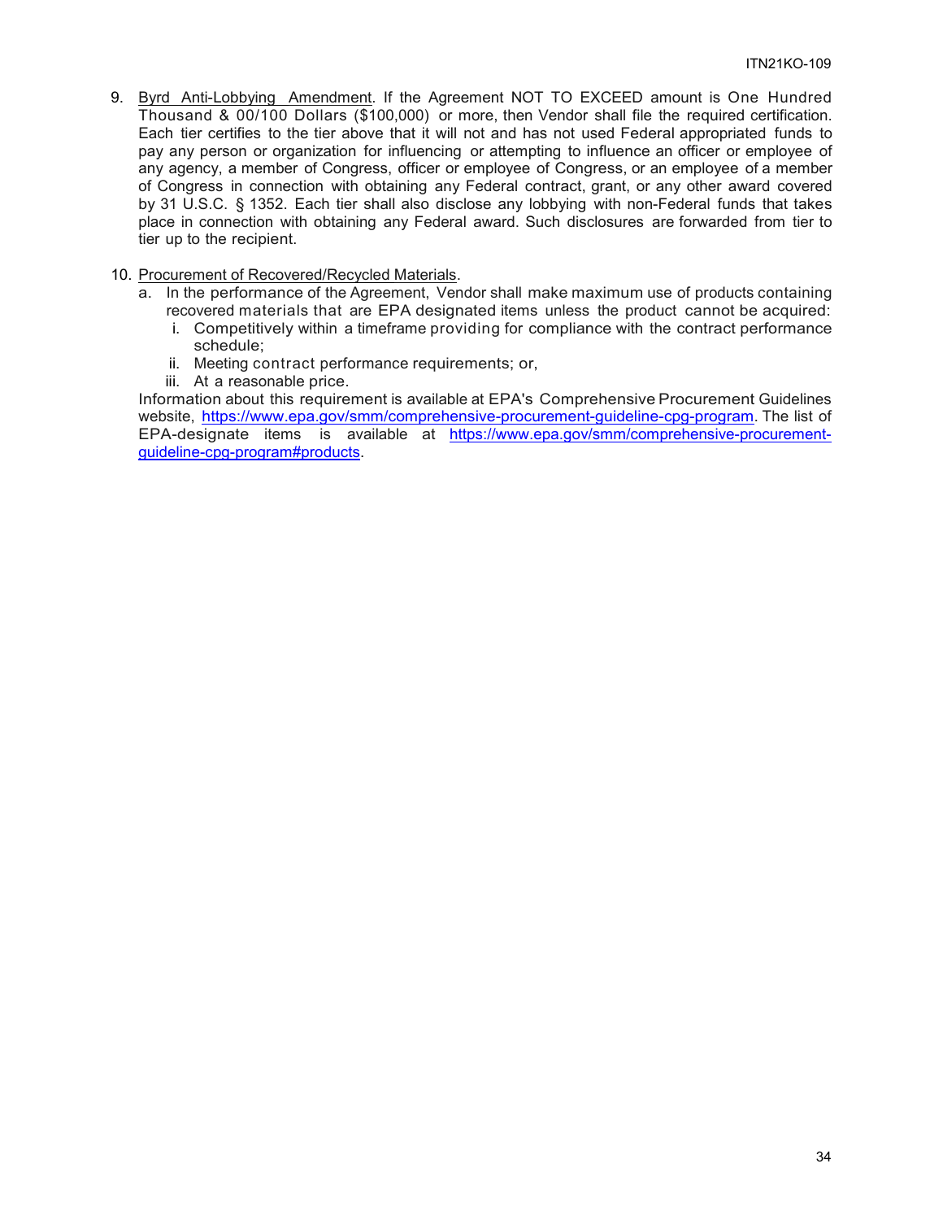9. Byrd Anti-Lobbying Amendment. If the Agreement NOT TO EXCEED amount is One Hundred Thousand & 00/100 Dollars ($100,000) or more, then Vendor shall file the required certification. Each tier certifies to the tier above that it will not and has not used Federal appropriated funds to pay any person or organization for influencing or attempting to influence an officer or employee of any agency, a member of Congress, officer or employee of Congress, or an employee of a member of Congress in connection with obtaining any Federal contract, grant, or any other award covered by 31 U.S.C. § 1352. Each tier shall also disclose any lobbying with non-Federal funds that takes place in connection with obtaining any Federal award. Such disclosures are forwarded from tier to tier up to the recipient.

10. Procurement of Recovered/Recycled Materials.
    a. In the performance of the Agreement, Vendor shall make maximum use of products containing recovered materials that are EPA designated items unless the product cannot be acquired:
       i. Competitively within a timeframe providing for compliance with the contract performance schedule;
       ii. Meeting contract performance requirements; or,
       iii. At a reasonable price.

    Information about this requirement is available at EPA's Comprehensive Procurement Guidelines website, https://www.epa.gov/smm/comprehensive-procurement-guideline-cpg-program. The list of EPA-designate items is available at https://www.epa.gov/smm/comprehensive-procurement-guideline-cpg-program#products.